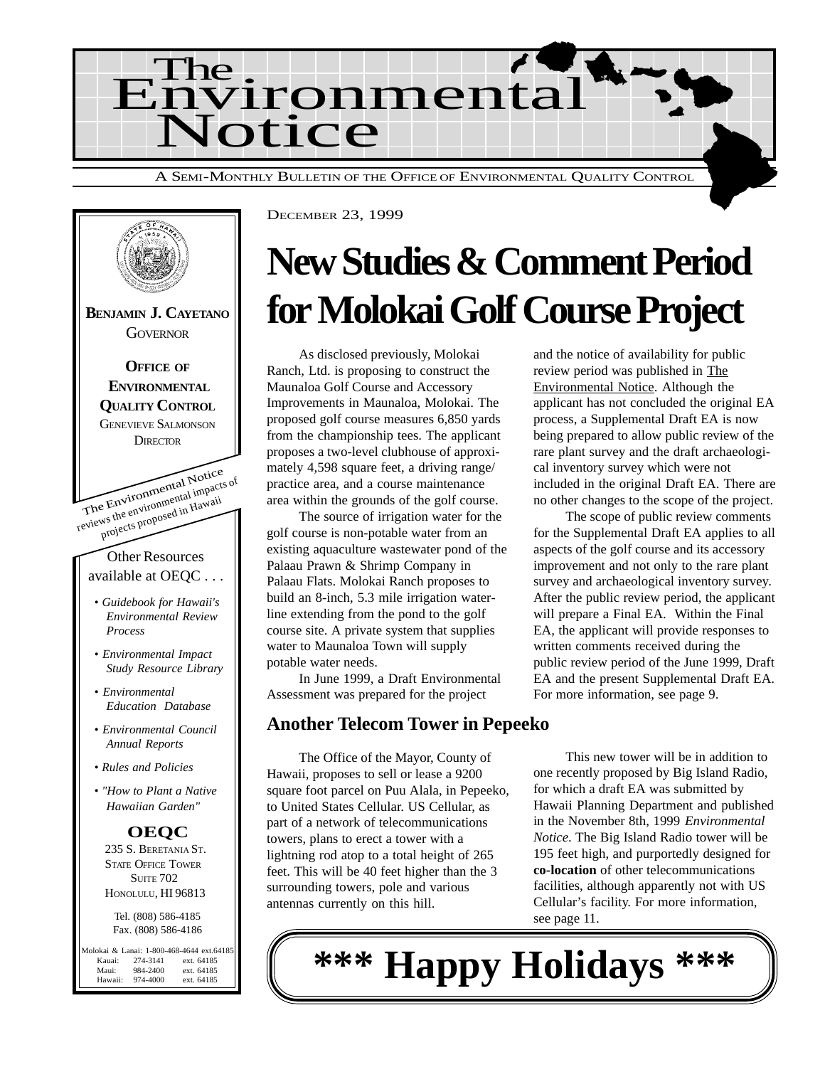# The Environmental Notice

A SEMI-MONTHLY BULLETIN OF THE OFFICE OF ENVIRONMENTAL QUALITY CONTROL

DECEMBER 23, 1999

**BENJAMIN J. CAYETANO**
GOVERNOR

**OFFICE OF ENVIRONMENTAL QUALITY CONTROL**
GENEVIEVE SALMONSON
DIRECTOR

The Environmental Notice reviews the environmental impacts of projects proposed in Hawaii

Other Resources available at OEQC . . .

- *Guidebook for Hawaii's Environmental Review Process*
- *Environmental Impact Study Resource Library*
- *Environmental Education Database*
- *Environmental Council Annual Reports*
- *Rules and Policies*
- *"How to Plant a Native Hawaiian Garden"*

**OEQC**
235 S. BERETANIA ST.
STATE OFFICE TOWER
SUITE 702
HONOLULU, HI 96813

Tel. (808) 586-4185
Fax. (808) 586-4186

Molokai & Lanai: 1-800-468-4644 ext.64185
Kauai: 274-3141 ext. 64185
Maui: 984-2400 ext. 64185
Hawaii: 974-4000 ext. 64185

# New Studies & Comment Period for Molokai Golf Course Project

As disclosed previously, Molokai Ranch, Ltd. is proposing to construct the Maunaloa Golf Course and Accessory Improvements in Maunaloa, Molokai. The proposed golf course measures 6,850 yards from the championship tees. The applicant proposes a two-level clubhouse of approximately 4,598 square feet, a driving range/ practice area, and a course maintenance area within the grounds of the golf course.

The source of irrigation water for the golf course is non-potable water from an existing aquaculture wastewater pond of the Palaau Prawn & Shrimp Company in Palaau Flats. Molokai Ranch proposes to build an 8-inch, 5.3 mile irrigation waterline extending from the pond to the golf course site. A private system that supplies water to Maunaloa Town will supply potable water needs.

In June 1999, a Draft Environmental Assessment was prepared for the project and the notice of availability for public review period was published in The Environmental Notice. Although the applicant has not concluded the original EA process, a Supplemental Draft EA is now being prepared to allow public review of the rare plant survey and the draft archaeological inventory survey which were not included in the original Draft EA. There are no other changes to the scope of the project.

The scope of public review comments for the Supplemental Draft EA applies to all aspects of the golf course and its accessory improvement and not only to the rare plant survey and archaeological inventory survey. After the public review period, the applicant will prepare a Final EA. Within the Final EA, the applicant will provide responses to written comments received during the public review period of the June 1999, Draft EA and the present Supplemental Draft EA. For more information, see page 9.

## Another Telecom Tower in Pepeeko

The Office of the Mayor, County of Hawaii, proposes to sell or lease a 9200 square foot parcel on Puu Alala, in Pepeeko, to United States Cellular. US Cellular, as part of a network of telecommunications towers, plans to erect a tower with a lightning rod atop to a total height of 265 feet. This will be 40 feet higher than the 3 surrounding towers, pole and various antennas currently on this hill.

This new tower will be in addition to one recently proposed by Big Island Radio, for which a draft EA was submitted by Hawaii Planning Department and published in the November 8th, 1999 *Environmental Notice*. The Big Island Radio tower will be 195 feet high, and purportedly designed for **co-location** of other telecommunications facilities, although apparently not with US Cellular's facility. For more information, see page 11.

**\*\*\* Happy Holidays \*\*\***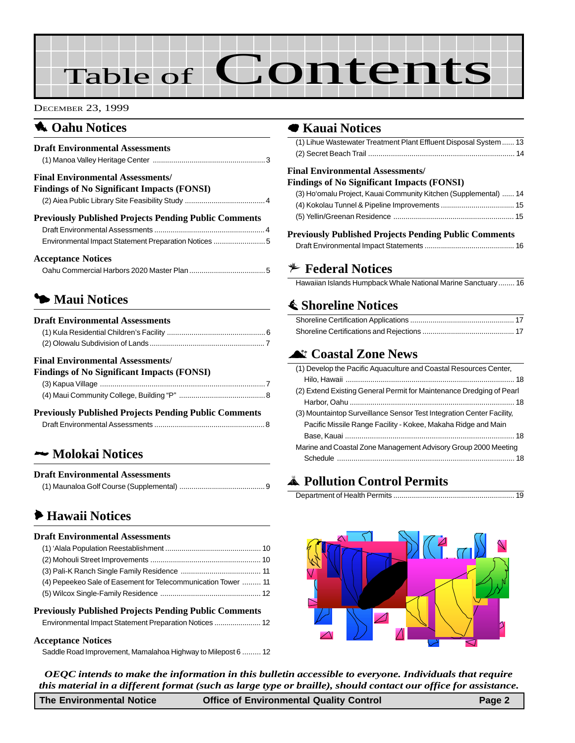# Table of Contents

DECEMBER 23, 1999

## Oahu Notices

### Draft Environmental Assessments

(1) Manoa Valley Heritage Center ...... 3

### Final Environmental Assessments/ Findings of No Significant Impacts (FONSI)

(2) Aiea Public Library Site Feasibility Study ...... 4

### Previously Published Projects Pending Public Comments

Draft Environmental Assessments ...... 4

Environmental Impact Statement Preparation Notices ...... 5

### Acceptance Notices

Oahu Commercial Harbors 2020 Master Plan ...... 5

## Maui Notices

### Draft Environmental Assessments

(1) Kula Residential Children's Facility ...... 6

(2) Olowalu Subdivision of Lands ...... 7

### Final Environmental Assessments/ Findings of No Significant Impacts (FONSI)

(3) Kapua Village ...... 7

(4) Maui Community College, Building "P" ...... 8

### Previously Published Projects Pending Public Comments

Draft Environmental Assessments ...... 8

## Molokai Notices

### Draft Environmental Assessments

(1) Maunaloa Golf Course (Supplemental) ...... 9

## Hawaii Notices

### Draft Environmental Assessments

(1) 'Alala Population Reestablishment ...... 10

(2) Mohouli Street Improvements ...... 10

(3) Pali-K Ranch Single Family Residence ...... 11

(4) Pepeekeo Sale of Easement for Telecommunication Tower ...... 11

(5) Wilcox Single-Family Residence ...... 12

### Previously Published Projects Pending Public Comments

Environmental Impact Statement Preparation Notices ...... 12

### Acceptance Notices

Saddle Road Improvement, Mamalahoa Highway to Milepost 6 ...... 12

## Kauai Notices

(1) Lihue Wastewater Treatment Plant Effluent Disposal System ...... 13

(2) Secret Beach Trail ...... 14

### Final Environmental Assessments/ Findings of No Significant Impacts (FONSI)

(3) Ho'omalu Project, Kauai Community Kitchen (Supplemental) ...... 14

(4) Kokolau Tunnel & Pipeline Improvements ...... 15

(5) Yellin/Greenan Residence ...... 15

### Previously Published Projects Pending Public Comments

Draft Environmental Impact Statements ...... 16

## Federal Notices

Hawaiian Islands Humpback Whale National Marine Sanctuary ...... 16

## Shoreline Notices

Shoreline Certification Applications ...... 17

Shoreline Certifications and Rejections ...... 17

## Coastal Zone News

(1) Develop the Pacific Aquaculture and Coastal Resources Center, Hilo, Hawaii ...... 18

(2) Extend Existing General Permit for Maintenance Dredging of Pearl Harbor, Oahu ...... 18

(3) Mountaintop Surveillance Sensor Test Integration Center Facility, Pacific Missile Range Facility - Kokee, Makaha Ridge and Main Base, Kauai ...... 18

Marine and Coastal Zone Management Advisory Group 2000 Meeting Schedule ...... 18

## Pollution Control Permits

Department of Health Permits ...... 19

*OEQC intends to make the information in this bulletin accessible to everyone. Individuals that require this material in a different format (such as large type or braille), should contact our office for assistance.*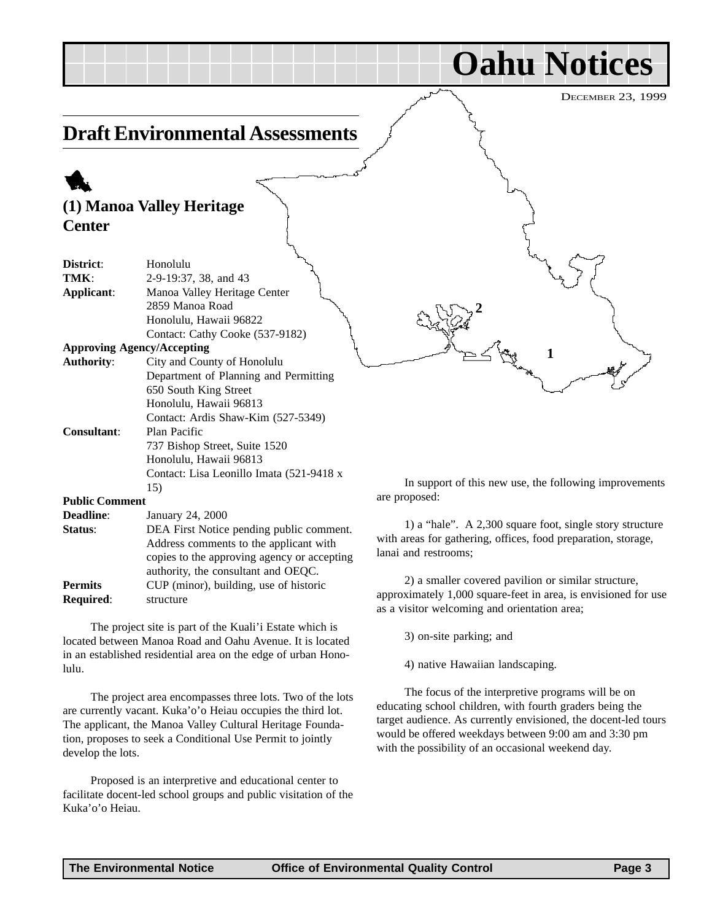# Oahu Notices

DECEMBER 23, 1999

## Draft Environmental Assessments

### (1) Manoa Valley Heritage Center

| | |
|---|---|
| **District**: | Honolulu |
| **TMK**: | 2-9-19:37, 38, and 43 |
| **Applicant**: | Manoa Valley Heritage Center<br>2859 Manoa Road<br>Honolulu, Hawaii 96822<br>Contact: Cathy Cooke (537-9182) |
| **Approving Agency/Accepting Authority**: | City and County of Honolulu<br>Department of Planning and Permitting<br>650 South King Street<br>Honolulu, Hawaii 96813<br>Contact: Ardis Shaw-Kim (527-5349) |
| **Consultant**: | Plan Pacific<br>737 Bishop Street, Suite 1520<br>Honolulu, Hawaii 96813<br>Contact: Lisa Leonillo Imata (521-9418 x 15) |
| **Public Comment Deadline**: | January 24, 2000 |
| **Status**: | DEA First Notice pending public comment. Address comments to the applicant with copies to the approving agency or accepting authority, the consultant and OEQC. |
| **Permits Required**: | CUP (minor), building, use of historic structure |

The project site is part of the Kuali'i Estate which is located between Manoa Road and Oahu Avenue. It is located in an established residential area on the edge of urban Honolulu.

The project area encompasses three lots. Two of the lots are currently vacant. Kuka'o'o Heiau occupies the third lot. The applicant, the Manoa Valley Cultural Heritage Foundation, proposes to seek a Conditional Use Permit to jointly develop the lots.

Proposed is an interpretive and educational center to facilitate docent-led school groups and public visitation of the Kuka'o'o Heiau.

In support of this new use, the following improvements are proposed:

1) a "hale". A 2,300 square foot, single story structure with areas for gathering, offices, food preparation, storage, lanai and restrooms;

2) a smaller covered pavilion or similar structure, approximately 1,000 square-feet in area, is envisioned for use as a visitor welcoming and orientation area;

3) on-site parking; and

4) native Hawaiian landscaping.

The focus of the interpretive programs will be on educating school children, with fourth graders being the target audience. As currently envisioned, the docent-led tours would be offered weekdays between 9:00 am and 3:30 pm with the possibility of an occasional weekend day.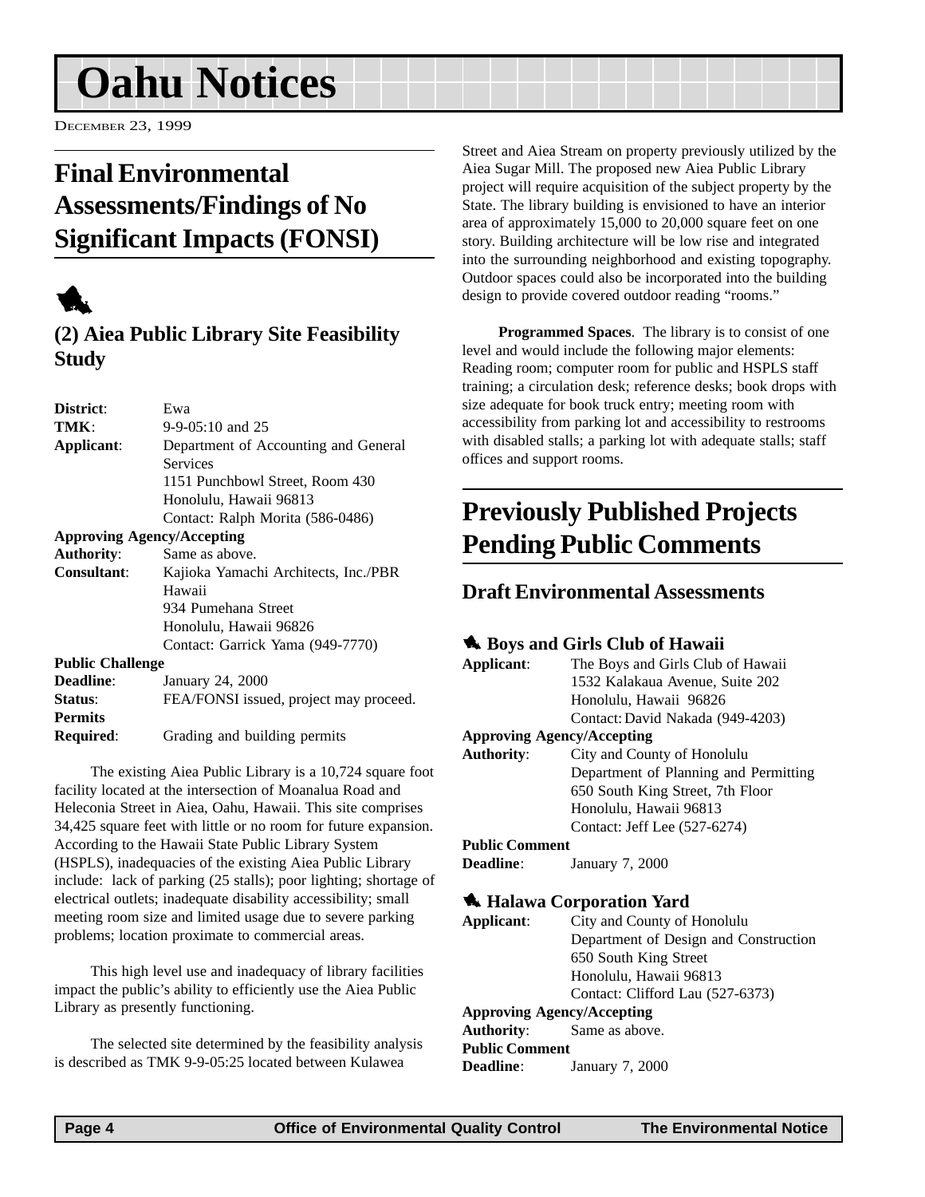# Oahu Notices

DECEMBER 23, 1999

## Final Environmental Assessments/Findings of No Significant Impacts (FONSI)

### (2) Aiea Public Library Site Feasibility Study

**District**: Ewa
**TMK**: 9-9-05:10 and 25
**Applicant**: Department of Accounting and General Services
1151 Punchbowl Street, Room 430
Honolulu, Hawaii 96813
Contact: Ralph Morita (586-0486)
**Approving Agency/Accepting Authority**: Same as above.
**Consultant**: Kajioka Yamachi Architects, Inc./PBR Hawaii
934 Pumehana Street
Honolulu, Hawaii 96826
Contact: Garrick Yama (949-7770)
**Public Challenge Deadline**: January 24, 2000
**Status**: FEA/FONSI issued, project may proceed.
**Permits Required**: Grading and building permits

The existing Aiea Public Library is a 10,724 square foot facility located at the intersection of Moanalua Road and Heleconia Street in Aiea, Oahu, Hawaii. This site comprises 34,425 square feet with little or no room for future expansion. According to the Hawaii State Public Library System (HSPLS), inadequacies of the existing Aiea Public Library include: lack of parking (25 stalls); poor lighting; shortage of electrical outlets; inadequate disability accessibility; small meeting room size and limited usage due to severe parking problems; location proximate to commercial areas.

This high level use and inadequacy of library facilities impact the public's ability to efficiently use the Aiea Public Library as presently functioning.

The selected site determined by the feasibility analysis is described as TMK 9-9-05:25 located between Kulawea Street and Aiea Stream on property previously utilized by the Aiea Sugar Mill. The proposed new Aiea Public Library project will require acquisition of the subject property by the State. The library building is envisioned to have an interior area of approximately 15,000 to 20,000 square feet on one story. Building architecture will be low rise and integrated into the surrounding neighborhood and existing topography. Outdoor spaces could also be incorporated into the building design to provide covered outdoor reading "rooms."

**Programmed Spaces**. The library is to consist of one level and would include the following major elements: Reading room; computer room for public and HSPLS staff training; a circulation desk; reference desks; book drops with size adequate for book truck entry; meeting room with accessibility from parking lot and accessibility to restrooms with disabled stalls; a parking lot with adequate stalls; staff offices and support rooms.

## Previously Published Projects Pending Public Comments

### Draft Environmental Assessments

#### Boys and Girls Club of Hawaii

**Applicant**: The Boys and Girls Club of Hawaii
1532 Kalakaua Avenue, Suite 202
Honolulu, Hawaii 96826
Contact: David Nakada (949-4203)
**Approving Agency/Accepting Authority**: City and County of Honolulu
Department of Planning and Permitting
650 South King Street, 7th Floor
Honolulu, Hawaii 96813
Contact: Jeff Lee (527-6274)
**Public Comment Deadline**: January 7, 2000

#### Halawa Corporation Yard

**Applicant**: City and County of Honolulu
Department of Design and Construction
650 South King Street
Honolulu, Hawaii 96813
Contact: Clifford Lau (527-6373)
**Approving Agency/Accepting Authority**: Same as above.
**Public Comment Deadline**: January 7, 2000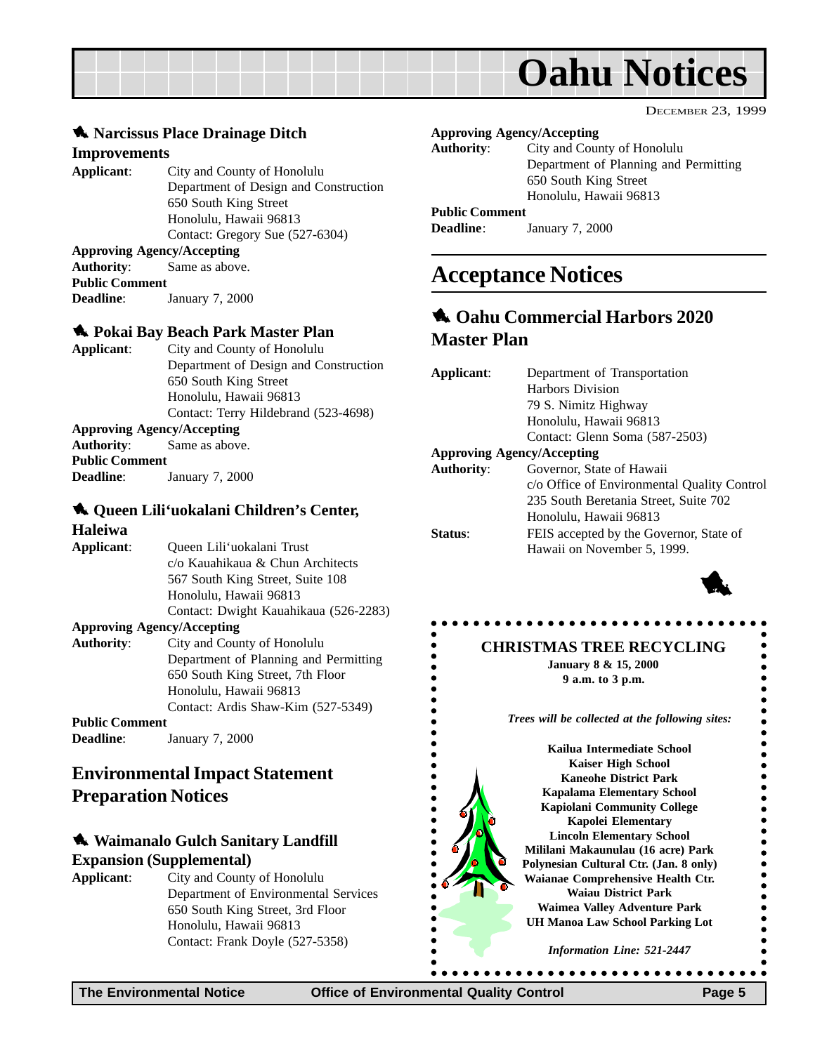### Narcissus Place Drainage Ditch Improvements

**Applicant**: City and County of Honolulu
Department of Design and Construction
650 South King Street
Honolulu, Hawaii 96813
Contact: Gregory Sue (527-6304)

**Approving Agency/Accepting Authority**: Same as above.

**Public Comment Deadline**: January 7, 2000

### Pokai Bay Beach Park Master Plan

**Applicant**: City and County of Honolulu
Department of Design and Construction
650 South King Street
Honolulu, Hawaii 96813
Contact: Terry Hildebrand (523-4698)

**Approving Agency/Accepting Authority**: Same as above.

**Public Comment Deadline**: January 7, 2000

### Queen Lili'uokalani Children's Center, Haleiwa

**Applicant**: Queen Lili'uokalani Trust
c/o Kauahikaua & Chun Architects
567 South King Street, Suite 108
Honolulu, Hawaii 96813
Contact: Dwight Kauahikaua (526-2283)

**Approving Agency/Accepting Authority**: City and County of Honolulu
Department of Planning and Permitting
650 South King Street, 7th Floor
Honolulu, Hawaii 96813
Contact: Ardis Shaw-Kim (527-5349)

**Public Comment Deadline**: January 7, 2000

## Environmental Impact Statement Preparation Notices

### Waimanalo Gulch Sanitary Landfill Expansion (Supplemental)

**Applicant**: City and County of Honolulu
Department of Environmental Services
650 South King Street, 3rd Floor
Honolulu, Hawaii 96813
Contact: Frank Doyle (527-5358)

**Approving Agency/Accepting Authority**: City and County of Honolulu
Department of Planning and Permitting
650 South King Street
Honolulu, Hawaii 96813

**Public Comment Deadline**: January 7, 2000

## Acceptance Notices

### Oahu Commercial Harbors 2020 Master Plan

**Applicant**: Department of Transportation
Harbors Division
79 S. Nimitz Highway
Honolulu, Hawaii 96813
Contact: Glenn Soma (587-2503)

**Approving Agency/Accepting Authority**: Governor, State of Hawaii
c/o Office of Environmental Quality Control
235 South Beretania Street, Suite 702
Honolulu, Hawaii 96813

**Status**: FEIS accepted by the Governor, State of Hawaii on November 5, 1999.

---

**CHRISTMAS TREE RECYCLING**

**January 8 & 15, 2000**
**9 a.m. to 3 p.m.**

*Trees will be collected at the following sites:*

**Kailua Intermediate School**
**Kaiser High School**
**Kaneohe District Park**
**Kapalama Elementary School**
**Kapiolani Community College**
**Kapolei Elementary**
**Lincoln Elementary School**
**Mililani Makaunulau (16 acre) Park**
**Polynesian Cultural Ctr. (Jan. 8 only)**
**Waianae Comprehensive Health Ctr.**
**Waiau District Park**
**Waimea Valley Adventure Park**
**UH Manoa Law School Parking Lot**

*Information Line: 521-2447*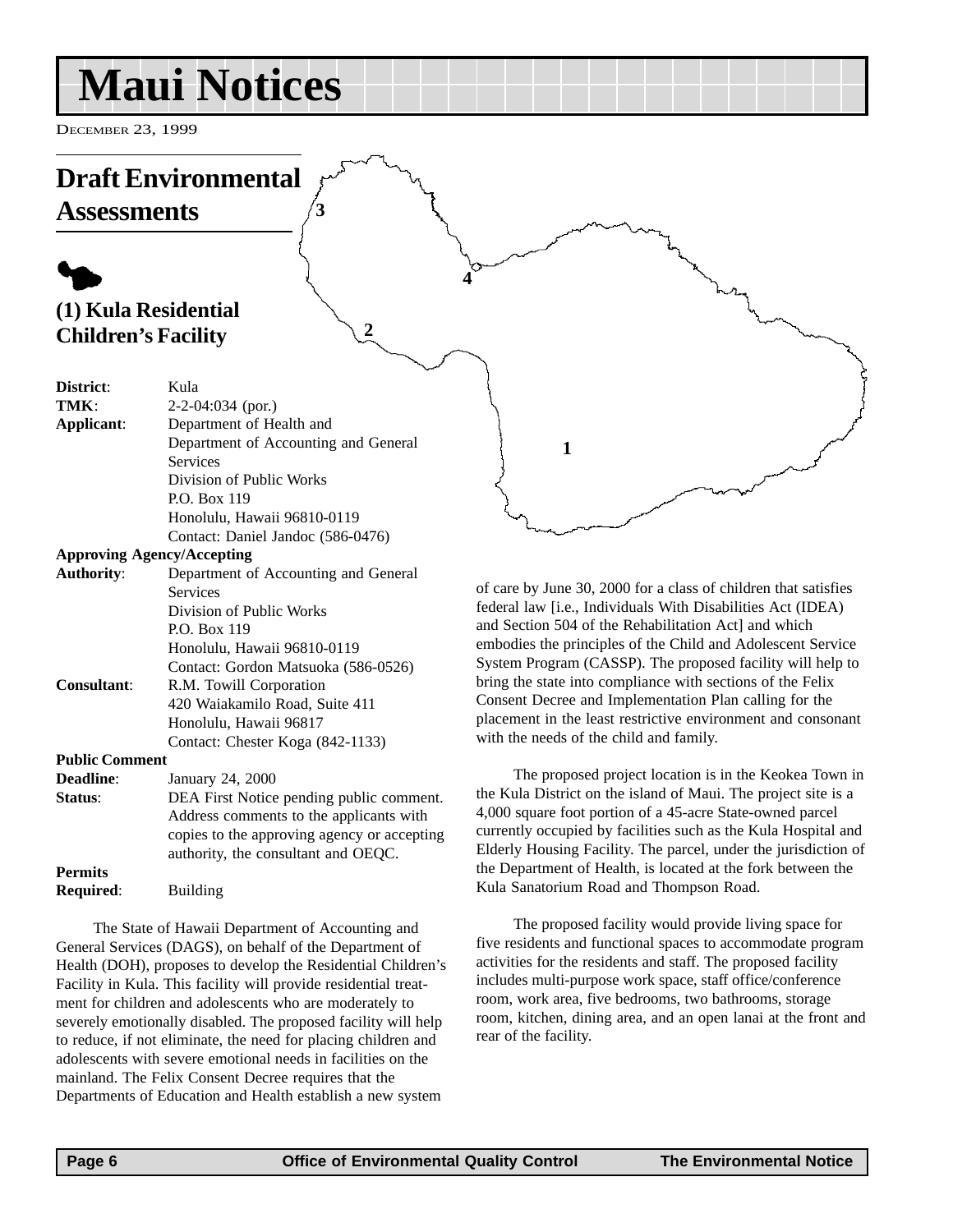# Maui Notices

December 23, 1999

## Draft Environmental Assessments

### (1) Kula Residential Children's Facility

**District**: Kula
**TMK**: 2-2-04:034 (por.)
**Applicant**: Department of Health and Department of Accounting and General Services
Division of Public Works
P.O. Box 119
Honolulu, Hawaii 96810-0119
Contact: Daniel Jandoc (586-0476)

**Approving Agency/Accepting Authority**: Department of Accounting and General Services
Division of Public Works
P.O. Box 119
Honolulu, Hawaii 96810-0119
Contact: Gordon Matsuoka (586-0526)

**Consultant**: R.M. Towill Corporation
420 Waiakamilo Road, Suite 411
Honolulu, Hawaii 96817
Contact: Chester Koga (842-1133)

**Public Comment Deadline**: January 24, 2000

**Status**: DEA First Notice pending public comment. Address comments to the applicants with copies to the approving agency or accepting authority, the consultant and OEQC.

**Permits Required**: Building

The State of Hawaii Department of Accounting and General Services (DAGS), on behalf of the Department of Health (DOH), proposes to develop the Residential Children's Facility in Kula. This facility will provide residential treatment for children and adolescents who are moderately to severely emotionally disabled. The proposed facility will help to reduce, if not eliminate, the need for placing children and adolescents with severe emotional needs in facilities on the mainland. The Felix Consent Decree requires that the Departments of Education and Health establish a new system of care by June 30, 2000 for a class of children that satisfies federal law [i.e., Individuals With Disabilities Act (IDEA) and Section 504 of the Rehabilitation Act] and which embodies the principles of the Child and Adolescent Service System Program (CASSP). The proposed facility will help to bring the state into compliance with sections of the Felix Consent Decree and Implementation Plan calling for the placement in the least restrictive environment and consonant with the needs of the child and family.

The proposed project location is in the Keokea Town in the Kula District on the island of Maui. The project site is a 4,000 square foot portion of a 45-acre State-owned parcel currently occupied by facilities such as the Kula Hospital and Elderly Housing Facility. The parcel, under the jurisdiction of the Department of Health, is located at the fork between the Kula Sanatorium Road and Thompson Road.

The proposed facility would provide living space for five residents and functional spaces to accommodate program activities for the residents and staff. The proposed facility includes multi-purpose work space, staff office/conference room, work area, five bedrooms, two bathrooms, storage room, kitchen, dining area, and an open lanai at the front and rear of the facility.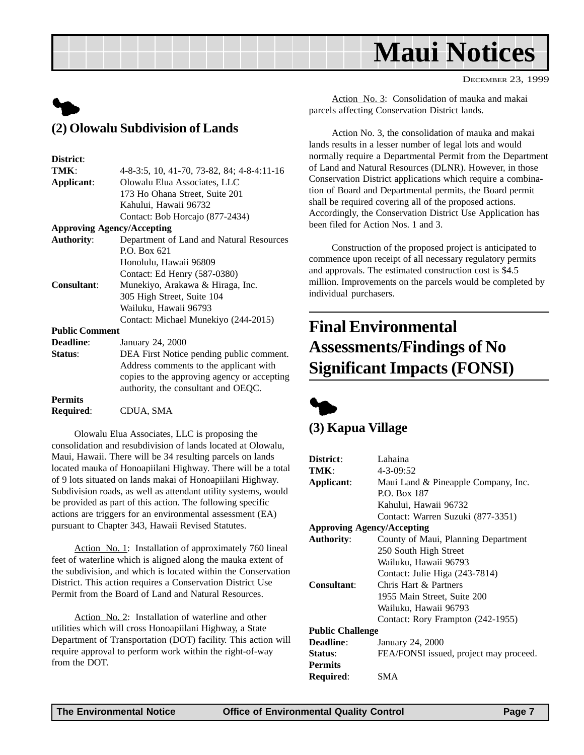# Maui Notices

DECEMBER 23, 1999

## (2) Olowalu Subdivision of Lands

**District**:

**TMK**: 4-8-3:5, 10, 41-70, 73-82, 84; 4-8-4:11-16

**Applicant**: Olowalu Elua Associates, LLC
173 Ho Ohana Street, Suite 201
Kahului, Hawaii 96732
Contact: Bob Horcajo (877-2434)

**Approving Agency/Accepting**

**Authority**: Department of Land and Natural Resources
P.O. Box 621
Honolulu, Hawaii 96809
Contact: Ed Henry (587-0380)

**Consultant**: Munekiyo, Arakawa & Hiraga, Inc.
305 High Street, Suite 104
Wailuku, Hawaii 96793
Contact: Michael Munekiyo (244-2015)

**Public Comment**

**Deadline**: January 24, 2000

**Status**: DEA First Notice pending public comment. Address comments to the applicant with copies to the approving agency or accepting authority, the consultant and OEQC.

**Permits**

**Required**: CDUA, SMA

Olowalu Elua Associates, LLC is proposing the consolidation and resubdivision of lands located at Olowalu, Maui, Hawaii. There will be 34 resulting parcels on lands located mauka of Honoapiilani Highway. There will be a total of 9 lots situated on lands makai of Honoapiilani Highway. Subdivision roads, as well as attendant utility systems, would be provided as part of this action. The following specific actions are triggers for an environmental assessment (EA) pursuant to Chapter 343, Hawaii Revised Statutes.

Action No. 1: Installation of approximately 760 lineal feet of waterline which is aligned along the mauka extent of the subdivision, and which is located within the Conservation District. This action requires a Conservation District Use Permit from the Board of Land and Natural Resources.

Action No. 2: Installation of waterline and other utilities which will cross Honoapiilani Highway, a State Department of Transportation (DOT) facility. This action will require approval to perform work within the right-of-way from the DOT.

Action No. 3: Consolidation of mauka and makai parcels affecting Conservation District lands.

Action No. 3, the consolidation of mauka and makai lands results in a lesser number of legal lots and would normally require a Departmental Permit from the Department of Land and Natural Resources (DLNR). However, in those Conservation District applications which require a combination of Board and Departmental permits, the Board permit shall be required covering all of the proposed actions. Accordingly, the Conservation District Use Application has been filed for Action Nos. 1 and 3.

Construction of the proposed project is anticipated to commence upon receipt of all necessary regulatory permits and approvals. The estimated construction cost is $4.5 million. Improvements on the parcels would be completed by individual purchasers.

# Final Environmental Assessments/Findings of No Significant Impacts (FONSI)

## (3) Kapua Village

**District**: Lahaina

**TMK**: 4-3-09:52

**Applicant**: Maui Land & Pineapple Company, Inc.
P.O. Box 187
Kahului, Hawaii 96732
Contact: Warren Suzuki (877-3351)

**Approving Agency/Accepting**

**Authority**: County of Maui, Planning Department
250 South High Street
Wailuku, Hawaii 96793
Contact: Julie Higa (243-7814)

**Consultant**: Chris Hart & Partners
1955 Main Street, Suite 200
Wailuku, Hawaii 96793
Contact: Rory Frampton (242-1955)

**Public Challenge**

**Deadline**: January 24, 2000

**Status**: FEA/FONSI issued, project may proceed.

**Permits**

**Required**: SMA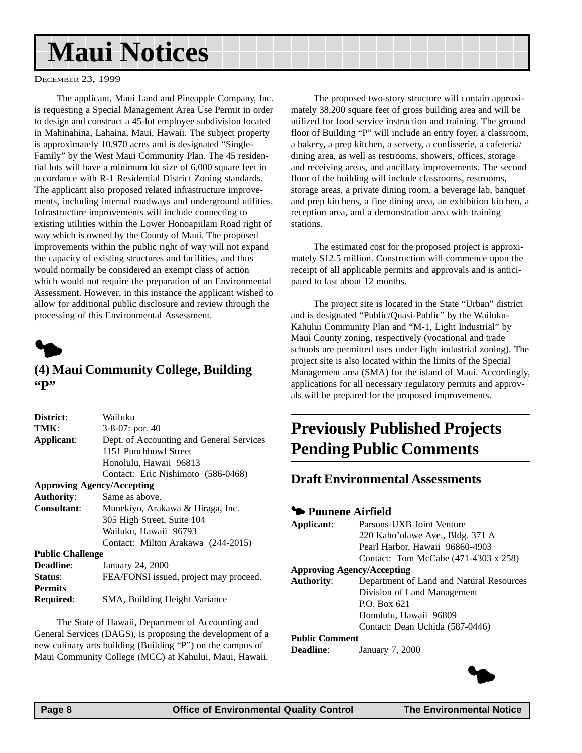# Maui Notices

DECEMBER 23, 1999

The applicant, Maui Land and Pineapple Company, Inc. is requesting a Special Management Area Use Permit in order to design and construct a 45-lot employee subdivision located in Mahinahina, Lahaina, Maui, Hawaii. The subject property is approximately 10.970 acres and is designated "Single-Family" by the West Maui Community Plan. The 45 residential lots will have a minimum lot size of 6,000 square feet in accordance with R-1 Residential District Zoning standards. The applicant also proposed related infrastructure improvements, including internal roadways and underground utilities. Infrastructure improvements will include connecting to existing utilities within the Lower Honoapiilani Road right of way which is owned by the County of Maui. The proposed improvements within the public right of way will not expand the capacity of existing structures and facilities, and thus would normally be considered an exempt class of action which would not require the preparation of an Environmental Assessment. However, in this instance the applicant wished to allow for additional public disclosure and review through the processing of this Environmental Assessment.

## (4) Maui Community College, Building "P"

**District**: Wailuku
**TMK**: 3-8-07: por. 40
**Applicant**: Dept. of Accounting and General Services
1151 Punchbowl Street
Honolulu, Hawaii 96813
Contact: Eric Nishimoto (586-0468)
**Approving Agency/Accepting Authority**: Same as above.
**Consultant**: Munekiyo, Arakawa & Hiraga, Inc.
305 High Street, Suite 104
Wailuku, Hawaii 96793
Contact: Milton Arakawa (244-2015)
**Public Challenge Deadline**: January 24, 2000
**Status**: FEA/FONSI issued, project may proceed.
**Permits Required**: SMA, Building Height Variance

The State of Hawaii, Department of Accounting and General Services (DAGS), is proposing the development of a new culinary arts building (Building "P") on the campus of Maui Community College (MCC) at Kahului, Maui, Hawaii.

The proposed two-story structure will contain approximately 38,200 square feet of gross building area and will be utilized for food service instruction and training. The ground floor of Building "P" will include an entry foyer, a classroom, a bakery, a prep kitchen, a servery, a confisserie, a cafeteria/dining area, as well as restrooms, showers, offices, storage and receiving areas, and ancillary improvements. The second floor of the building will include classrooms, restrooms, storage areas, a private dining room, a beverage lab, banquet and prep kitchens, a fine dining area, an exhibition kitchen, a reception area, and a demonstration area with training stations.

The estimated cost for the proposed project is approximately $12.5 million. Construction will commence upon the receipt of all applicable permits and approvals and is anticipated to last about 12 months.

The project site is located in the State "Urban" district and is designated "Public/Quasi-Public" by the Wailuku-Kahului Community Plan and "M-1, Light Industrial" by Maui County zoning, respectively (vocational and trade schools are permitted uses under light industrial zoning). The project site is also located within the limits of the Special Management area (SMA) for the island of Maui. Accordingly, applications for all necessary regulatory permits and approvals will be prepared for the proposed improvements.

# Previously Published Projects Pending Public Comments

## Draft Environmental Assessments

### Puunene Airfield

**Applicant**: Parsons-UXB Joint Venture
220 Kaho'olawe Ave., Bldg. 371 A
Pearl Harbor, Hawaii 96860-4903
Contact: Tom McCabe (471-4303 x 258)
**Approving Agency/Accepting Authority**: Department of Land and Natural Resources
Division of Land Management
P.O. Box 621
Honolulu, Hawaii 96809
Contact: Dean Uchida (587-0446)
**Public Comment Deadline**: January 7, 2000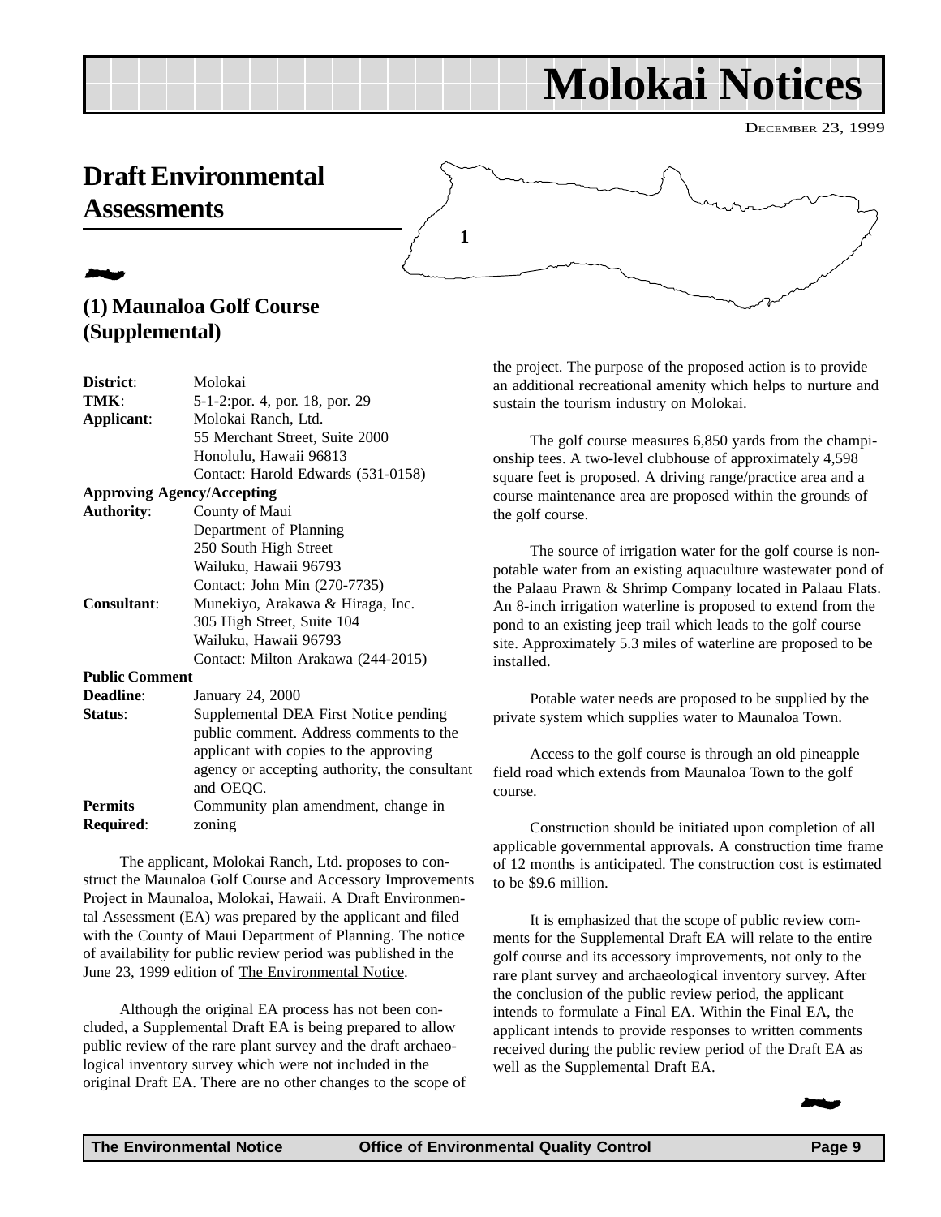# Molokai Notices

DECEMBER 23, 1999

## Draft Environmental Assessments

1

### (1) Maunaloa Golf Course (Supplemental)

| | |
|---|---|
| **District**: | Molokai |
| **TMK**: | 5-1-2:por. 4, por. 18, por. 29 |
| **Applicant**: | Molokai Ranch, Ltd.<br>55 Merchant Street, Suite 2000<br>Honolulu, Hawaii 96813<br>Contact: Harold Edwards (531-0158) |
| **Approving Agency/Accepting Authority**: | County of Maui<br>Department of Planning<br>250 South High Street<br>Wailuku, Hawaii 96793<br>Contact: John Min (270-7735) |
| **Consultant**: | Munekiyo, Arakawa & Hiraga, Inc.<br>305 High Street, Suite 104<br>Wailuku, Hawaii 96793<br>Contact: Milton Arakawa (244-2015) |
| **Public Comment Deadline**: | January 24, 2000 |
| **Status**: | Supplemental DEA First Notice pending public comment. Address comments to the applicant with copies to the approving agency or accepting authority, the consultant and OEQC. |
| **Permits Required**: | Community plan amendment, change in zoning |

The applicant, Molokai Ranch, Ltd. proposes to construct the Maunaloa Golf Course and Accessory Improvements Project in Maunaloa, Molokai, Hawaii. A Draft Environmental Assessment (EA) was prepared by the applicant and filed with the County of Maui Department of Planning. The notice of availability for public review period was published in the June 23, 1999 edition of The Environmental Notice.

Although the original EA process has not been concluded, a Supplemental Draft EA is being prepared to allow public review of the rare plant survey and the draft archaeological inventory survey which were not included in the original Draft EA. There are no other changes to the scope of the project. The purpose of the proposed action is to provide an additional recreational amenity which helps to nurture and sustain the tourism industry on Molokai.

The golf course measures 6,850 yards from the championship tees. A two-level clubhouse of approximately 4,598 square feet is proposed. A driving range/practice area and a course maintenance area are proposed within the grounds of the golf course.

The source of irrigation water for the golf course is non-potable water from an existing aquaculture wastewater pond of the Palaau Prawn & Shrimp Company located in Palaau Flats. An 8-inch irrigation waterline is proposed to extend from the pond to an existing jeep trail which leads to the golf course site. Approximately 5.3 miles of waterline are proposed to be installed.

Potable water needs are proposed to be supplied by the private system which supplies water to Maunaloa Town.

Access to the golf course is through an old pineapple field road which extends from Maunaloa Town to the golf course.

Construction should be initiated upon completion of all applicable governmental approvals. A construction time frame of 12 months is anticipated. The construction cost is estimated to be $9.6 million.

It is emphasized that the scope of public review comments for the Supplemental Draft EA will relate to the entire golf course and its accessory improvements, not only to the rare plant survey and archaeological inventory survey. After the conclusion of the public review period, the applicant intends to formulate a Final EA. Within the Final EA, the applicant intends to provide responses to written comments received during the public review period of the Draft EA as well as the Supplemental Draft EA.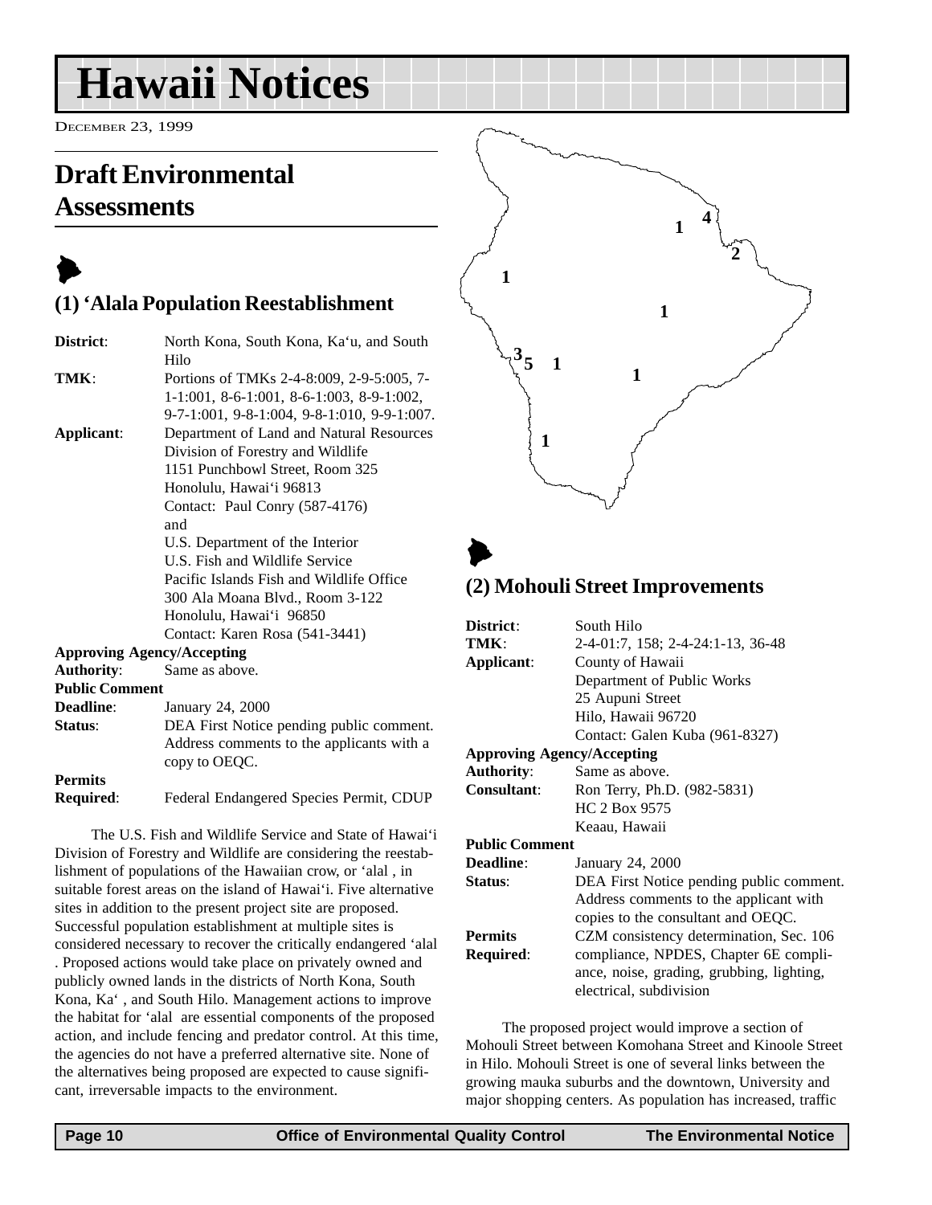# Hawaii Notices

DECEMBER 23, 1999

## Draft Environmental Assessments

### (1) ‘Alala Population Reestablishment

**District**: North Kona, South Kona, Ka‘u, and South Hilo
**TMK**: Portions of TMKs 2-4-8:009, 2-9-5:005, 7-1-1:001, 8-6-1:001, 8-6-1:003, 8-9-1:002, 9-7-1:001, 9-8-1:004, 9-8-1:010, 9-9-1:007.
**Applicant**: Department of Land and Natural Resources
Division of Forestry and Wildlife
1151 Punchbowl Street, Room 325
Honolulu, Hawai‘i 96813
Contact: Paul Conry (587-4176)
and
U.S. Department of the Interior
U.S. Fish and Wildlife Service
Pacific Islands Fish and Wildlife Office
300 Ala Moana Blvd., Room 3-122
Honolulu, Hawai‘i 96850
Contact: Karen Rosa (541-3441)
**Approving Agency/Accepting Authority**: Same as above.
**Public Comment Deadline**: January 24, 2000
**Status**: DEA First Notice pending public comment. Address comments to the applicants with a copy to OEQC.
**Permits Required**: Federal Endangered Species Permit, CDUP

The U.S. Fish and Wildlife Service and State of Hawai‘i Division of Forestry and Wildlife are considering the reestablishment of populations of the Hawaiian crow, or ‘alal , in suitable forest areas on the island of Hawai‘i. Five alternative sites in addition to the present project site are proposed. Successful population establishment at multiple sites is considered necessary to recover the critically endangered ‘alal . Proposed actions would take place on privately owned and publicly owned lands in the districts of North Kona, South Kona, Ka‘ , and South Hilo. Management actions to improve the habitat for ‘alal are essential components of the proposed action, and include fencing and predator control. At this time, the agencies do not have a preferred alternative site. None of the alternatives being proposed are expected to cause significant, irreversable impacts to the environment.

### (2) Mohouli Street Improvements

**District**: South Hilo
**TMK**: 2-4-01:7, 158; 2-4-24:1-13, 36-48
**Applicant**: County of Hawaii
Department of Public Works
25 Aupuni Street
Hilo, Hawaii 96720
Contact: Galen Kuba (961-8327)
**Approving Agency/Accepting Authority**: Same as above.
**Consultant**: Ron Terry, Ph.D. (982-5831)
HC 2 Box 9575
Keaau, Hawaii
**Public Comment Deadline**: January 24, 2000
**Status**: DEA First Notice pending public comment. Address comments to the applicant with copies to the consultant and OEQC.
**Permits Required**: CZM consistency determination, Sec. 106 compliance, NPDES, Chapter 6E compliance, noise, grading, grubbing, lighting, electrical, subdivision

The proposed project would improve a section of Mohouli Street between Komohana Street and Kinoole Street in Hilo. Mohouli Street is one of several links between the growing mauka suburbs and the downtown, University and major shopping centers. As population has increased, traffic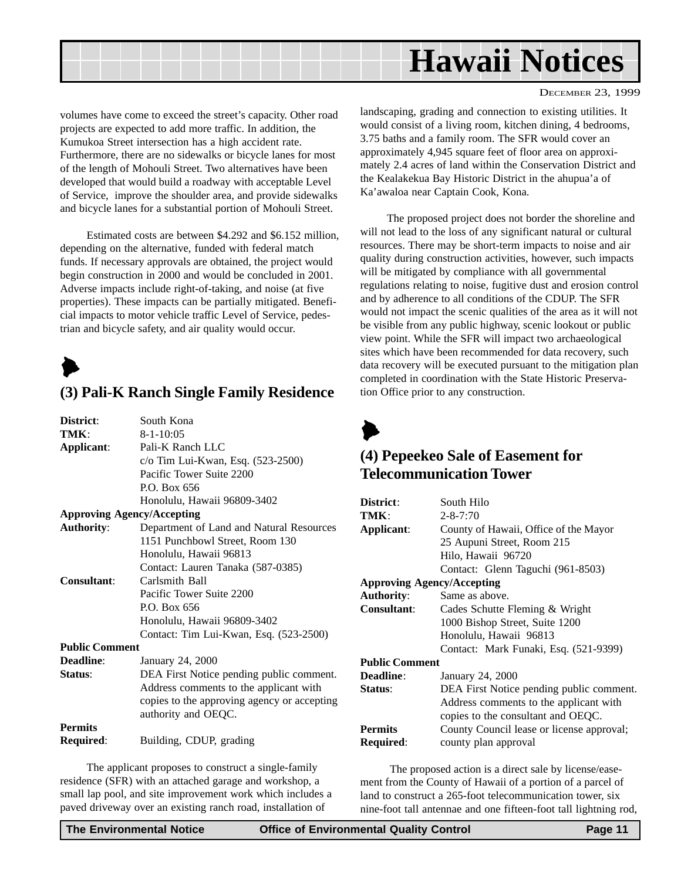volumes have come to exceed the street's capacity. Other road projects are expected to add more traffic. In addition, the Kumukoa Street intersection has a high accident rate. Furthermore, there are no sidewalks or bicycle lanes for most of the length of Mohouli Street. Two alternatives have been developed that would build a roadway with acceptable Level of Service, improve the shoulder area, and provide sidewalks and bicycle lanes for a substantial portion of Mohouli Street.

Estimated costs are between $4.292 and $6.152 million, depending on the alternative, funded with federal match funds. If necessary approvals are obtained, the project would begin construction in 2000 and would be concluded in 2001. Adverse impacts include right-of-taking, and noise (at five properties). These impacts can be partially mitigated. Beneficial impacts to motor vehicle traffic Level of Service, pedestrian and bicycle safety, and air quality would occur.

## (3) Pali-K Ranch Single Family Residence

**District**: South Kona
**TMK**: 8-1-10:05
**Applicant**: Pali-K Ranch LLC
c/o Tim Lui-Kwan, Esq. (523-2500)
Pacific Tower Suite 2200
P.O. Box 656
Honolulu, Hawaii 96809-3402

**Approving Agency/Accepting**
**Authority**: Department of Land and Natural Resources
1151 Punchbowl Street, Room 130
Honolulu, Hawaii 96813
Contact: Lauren Tanaka (587-0385)

**Consultant**: Carlsmith Ball
Pacific Tower Suite 2200
P.O. Box 656
Honolulu, Hawaii 96809-3402
Contact: Tim Lui-Kwan, Esq. (523-2500)

**Public Comment**
**Deadline**: January 24, 2000
**Status**: DEA First Notice pending public comment. Address comments to the applicant with copies to the approving agency or accepting authority and OEQC.

**Permits**
**Required**: Building, CDUP, grading

The applicant proposes to construct a single-family residence (SFR) with an attached garage and workshop, a small lap pool, and site improvement work which includes a paved driveway over an existing ranch road, installation of landscaping, grading and connection to existing utilities. It would consist of a living room, kitchen dining, 4 bedrooms, 3.75 baths and a family room. The SFR would cover an approximately 4,945 square feet of floor area on approximately 2.4 acres of land within the Conservation District and the Kealakekua Bay Historic District in the ahupua'a of Ka'awaloa near Captain Cook, Kona.

The proposed project does not border the shoreline and will not lead to the loss of any significant natural or cultural resources. There may be short-term impacts to noise and air quality during construction activities, however, such impacts will be mitigated by compliance with all governmental regulations relating to noise, fugitive dust and erosion control and by adherence to all conditions of the CDUP. The SFR would not impact the scenic qualities of the area as it will not be visible from any public highway, scenic lookout or public view point. While the SFR will impact two archaeological sites which have been recommended for data recovery, such data recovery will be executed pursuant to the mitigation plan completed in coordination with the State Historic Preservation Office prior to any construction.

## (4) Pepeekeo Sale of Easement for Telecommunication Tower

**District**: South Hilo
**TMK**: 2-8-7:70
**Applicant**: County of Hawaii, Office of the Mayor
25 Aupuni Street, Room 215
Hilo, Hawaii 96720
Contact: Glenn Taguchi (961-8503)

**Approving Agency/Accepting**
**Authority**: Same as above.

**Consultant**: Cades Schutte Fleming & Wright
1000 Bishop Street, Suite 1200
Honolulu, Hawaii 96813
Contact: Mark Funaki, Esq. (521-9399)

**Public Comment**
**Deadline**: January 24, 2000
**Status**: DEA First Notice pending public comment. Address comments to the applicant with copies to the consultant and OEQC.

**Permits**
**Required**: County Council lease or license approval; county plan approval

The proposed action is a direct sale by license/easement from the County of Hawaii of a portion of a parcel of land to construct a 265-foot telecommunication tower, six nine-foot tall antennae and one fifteen-foot tall lightning rod,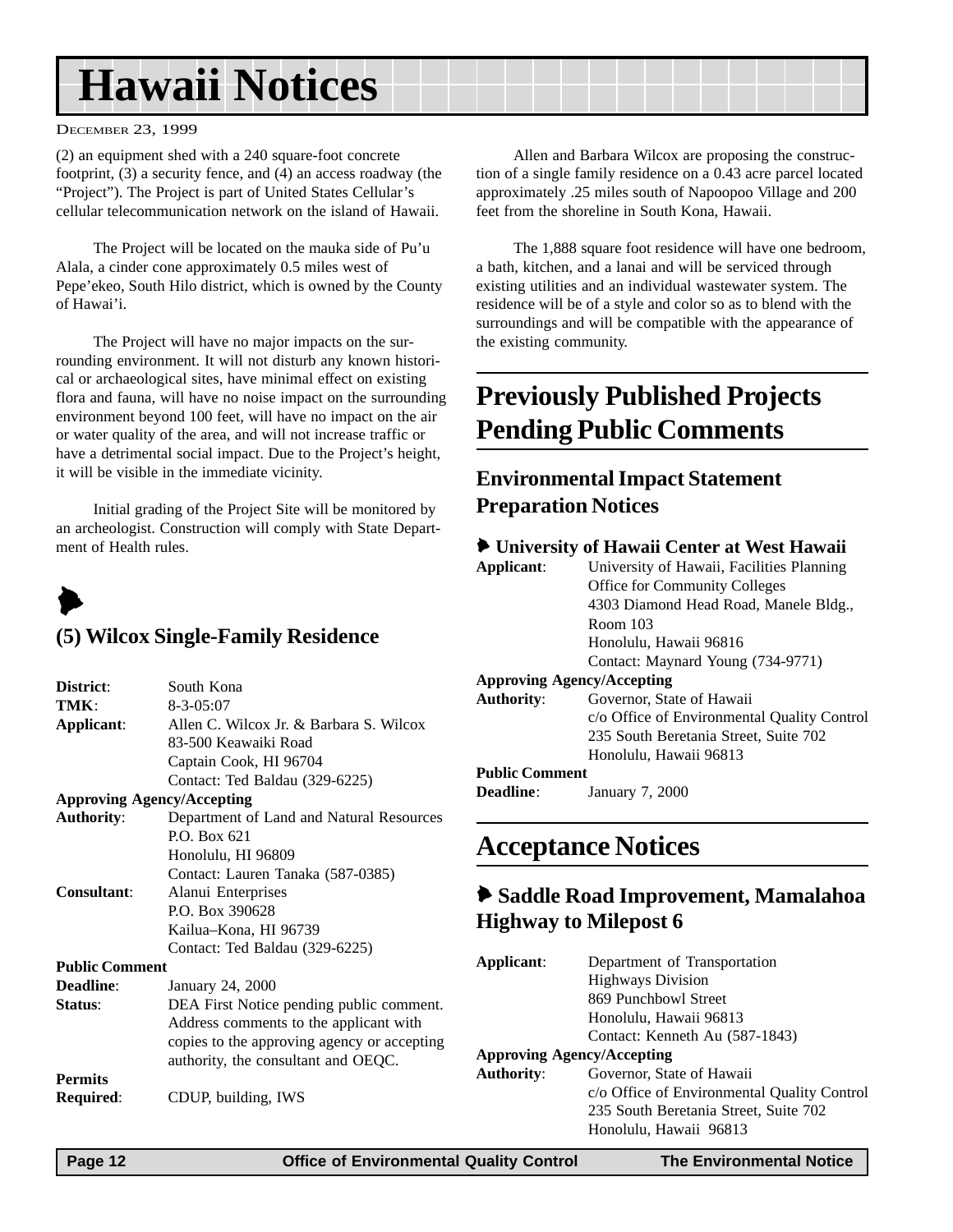(2) an equipment shed with a 240 square-foot concrete footprint, (3) a security fence, and (4) an access roadway (the "Project"). The Project is part of United States Cellular's cellular telecommunication network on the island of Hawaii.

The Project will be located on the mauka side of Pu'u Alala, a cinder cone approximately 0.5 miles west of Pepe'ekeo, South Hilo district, which is owned by the County of Hawai'i.

The Project will have no major impacts on the surrounding environment. It will not disturb any known historical or archaeological sites, have minimal effect on existing flora and fauna, will have no noise impact on the surrounding environment beyond 100 feet, will have no impact on the air or water quality of the area, and will not increase traffic or have a detrimental social impact. Due to the Project's height, it will be visible in the immediate vicinity.

Initial grading of the Project Site will be monitored by an archeologist. Construction will comply with State Department of Health rules.

## (5) Wilcox Single-Family Residence

**District**: South Kona
**TMK**: 8-3-05:07
**Applicant**: Allen C. Wilcox Jr. & Barbara S. Wilcox
83-500 Keawaiki Road
Captain Cook, HI 96704
Contact: Ted Baldau (329-6225)
**Approving Agency/Accepting Authority**: Department of Land and Natural Resources
P.O. Box 621
Honolulu, HI 96809
Contact: Lauren Tanaka (587-0385)
**Consultant**: Alanui Enterprises
P.O. Box 390628
Kailua–Kona, HI 96739
Contact: Ted Baldau (329-6225)
**Public Comment Deadline**: January 24, 2000
**Status**: DEA First Notice pending public comment. Address comments to the applicant with copies to the approving agency or accepting authority, the consultant and OEQC.
**Permits Required**: CDUP, building, IWS

Allen and Barbara Wilcox are proposing the construction of a single family residence on a 0.43 acre parcel located approximately .25 miles south of Napoopoo Village and 200 feet from the shoreline in South Kona, Hawaii.

The 1,888 square foot residence will have one bedroom, a bath, kitchen, and a lanai and will be serviced through existing utilities and an individual wastewater system. The residence will be of a style and color so as to blend with the surroundings and will be compatible with the appearance of the existing community.

# Previously Published Projects Pending Public Comments

## Environmental Impact Statement Preparation Notices

### University of Hawaii Center at West Hawaii

**Applicant**: University of Hawaii, Facilities Planning Office for Community Colleges
4303 Diamond Head Road, Manele Bldg., Room 103
Honolulu, Hawaii 96816
Contact: Maynard Young (734-9771)
**Approving Agency/Accepting Authority**: Governor, State of Hawaii
c/o Office of Environmental Quality Control
235 South Beretania Street, Suite 702
Honolulu, Hawaii 96813
**Public Comment Deadline**: January 7, 2000

# Acceptance Notices

### Saddle Road Improvement, Mamalahoa Highway to Milepost 6

**Applicant**: Department of Transportation
Highways Division
869 Punchbowl Street
Honolulu, Hawaii 96813
Contact: Kenneth Au (587-1843)
**Approving Agency/Accepting Authority**: Governor, State of Hawaii
c/o Office of Environmental Quality Control
235 South Beretania Street, Suite 702
Honolulu, Hawaii 96813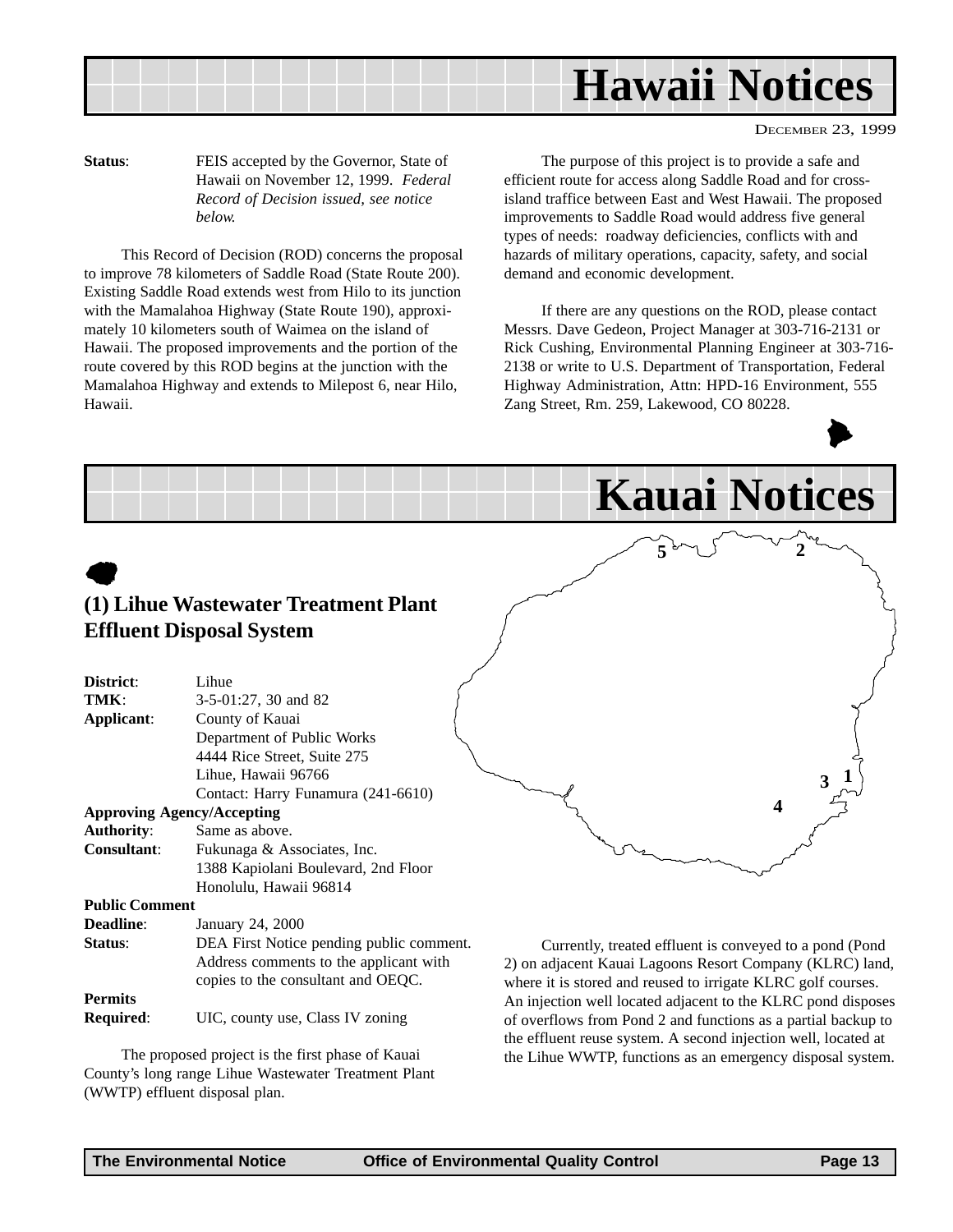# Hawaii Notices

DECEMBER 23, 1999

**Status**: FEIS accepted by the Governor, State of Hawaii on November 12, 1999. *Federal Record of Decision issued, see notice below.*

This Record of Decision (ROD) concerns the proposal to improve 78 kilometers of Saddle Road (State Route 200). Existing Saddle Road extends west from Hilo to its junction with the Mamalahoa Highway (State Route 190), approximately 10 kilometers south of Waimea on the island of Hawaii. The proposed improvements and the portion of the route covered by this ROD begins at the junction with the Mamalahoa Highway and extends to Milepost 6, near Hilo, Hawaii.

The purpose of this project is to provide a safe and efficient route for access along Saddle Road and for cross-island traffice between East and West Hawaii. The proposed improvements to Saddle Road would address five general types of needs: roadway deficiencies, conflicts with and hazards of military operations, capacity, safety, and social demand and economic development.

If there are any questions on the ROD, please contact Messrs. Dave Gedeon, Project Manager at 303-716-2131 or Rick Cushing, Environmental Planning Engineer at 303-716-2138 or write to U.S. Department of Transportation, Federal Highway Administration, Attn: HPD-16 Environment, 555 Zang Street, Rm. 259, Lakewood, CO 80228.

# Kauai Notices

## (1) Lihue Wastewater Treatment Plant Effluent Disposal System

**District**: Lihue
**TMK**: 3-5-01:27, 30 and 82
**Applicant**: County of Kauai
Department of Public Works
4444 Rice Street, Suite 275
Lihue, Hawaii 96766
Contact: Harry Funamura (241-6610)
**Approving Agency/Accepting Authority**: Same as above.
**Consultant**: Fukunaga & Associates, Inc.
1388 Kapiolani Boulevard, 2nd Floor
Honolulu, Hawaii 96814
**Public Comment Deadline**: January 24, 2000
**Status**: DEA First Notice pending public comment. Address comments to the applicant with copies to the consultant and OEQC.
**Permits Required**: UIC, county use, Class IV zoning

The proposed project is the first phase of Kauai County's long range Lihue Wastewater Treatment Plant (WWTP) effluent disposal plan.

Currently, treated effluent is conveyed to a pond (Pond 2) on adjacent Kauai Lagoons Resort Company (KLRC) land, where it is stored and reused to irrigate KLRC golf courses. An injection well located adjacent to the KLRC pond disposes of overflows from Pond 2 and functions as a partial backup to the effluent reuse system. A second injection well, located at the Lihue WWTP, functions as an emergency disposal system.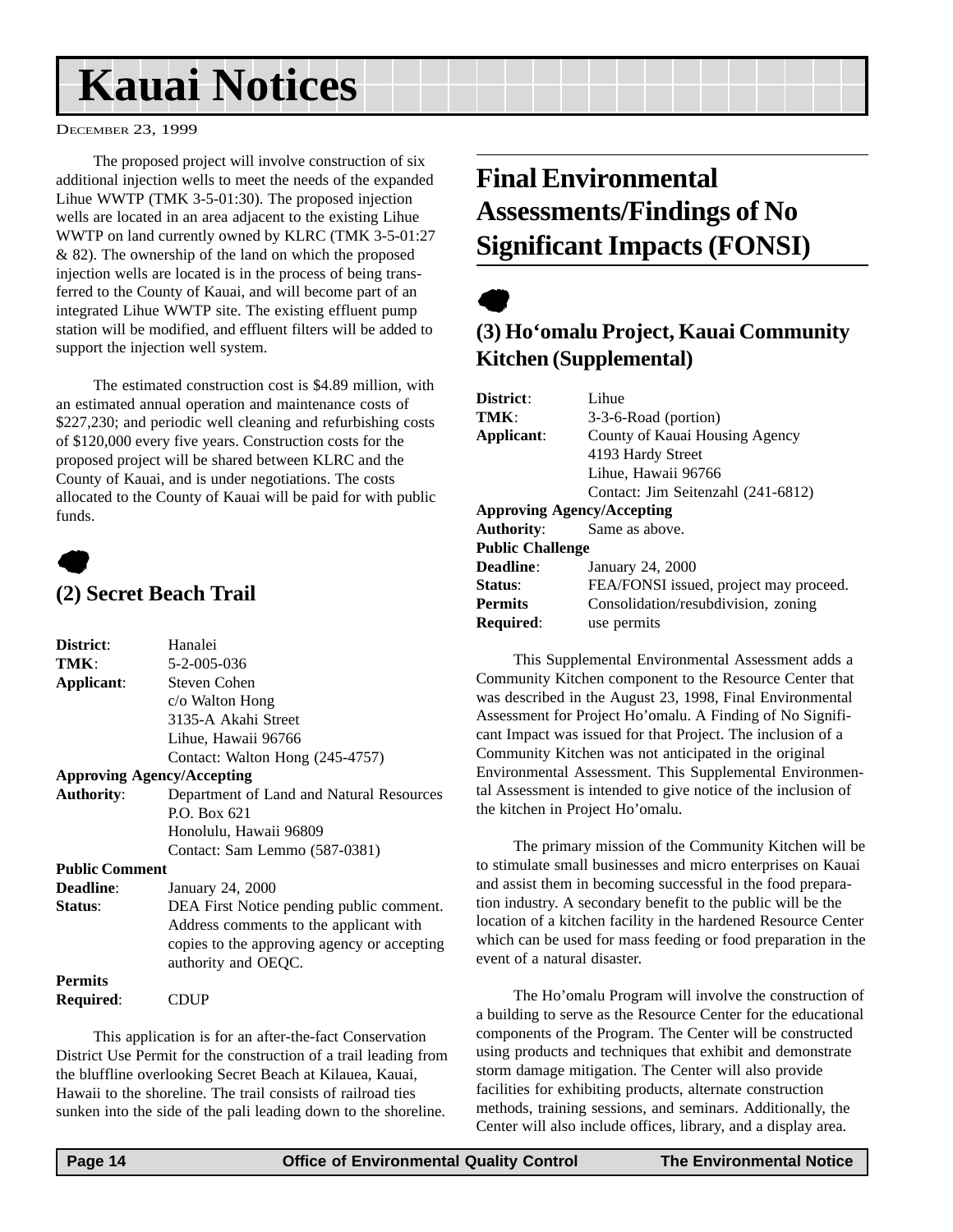# Kauai Notices

DECEMBER 23, 1999

The proposed project will involve construction of six additional injection wells to meet the needs of the expanded Lihue WWTP (TMK 3-5-01:30). The proposed injection wells are located in an area adjacent to the existing Lihue WWTP on land currently owned by KLRC (TMK 3-5-01:27 & 82). The ownership of the land on which the proposed injection wells are located is in the process of being transferred to the County of Kauai, and will become part of an integrated Lihue WWTP site. The existing effluent pump station will be modified, and effluent filters will be added to support the injection well system.

The estimated construction cost is $4.89 million, with an estimated annual operation and maintenance costs of $227,230; and periodic well cleaning and refurbishing costs of $120,000 every five years. Construction costs for the proposed project will be shared between KLRC and the County of Kauai, and is under negotiations. The costs allocated to the County of Kauai will be paid for with public funds.

### (2) Secret Beach Trail

**District**: Hanalei
**TMK**: 5-2-005-036
**Applicant**: Steven Cohen
c/o Walton Hong
3135-A Akahi Street
Lihue, Hawaii 96766
Contact: Walton Hong (245-4757)
**Approving Agency/Accepting Authority**: Department of Land and Natural Resources
P.O. Box 621
Honolulu, Hawaii 96809
Contact: Sam Lemmo (587-0381)
**Public Comment Deadline**: January 24, 2000
**Status**: DEA First Notice pending public comment. Address comments to the applicant with copies to the approving agency or accepting authority and OEQC.
**Permits Required**: CDUP

This application is for an after-the-fact Conservation District Use Permit for the construction of a trail leading from the bluffline overlooking Secret Beach at Kilauea, Kauai, Hawaii to the shoreline. The trail consists of railroad ties sunken into the side of the pali leading down to the shoreline.

## Final Environmental Assessments/Findings of No Significant Impacts (FONSI)

### (3) Ho'omalu Project, Kauai Community Kitchen (Supplemental)

**District**: Lihue
**TMK**: 3-3-6-Road (portion)
**Applicant**: County of Kauai Housing Agency
4193 Hardy Street
Lihue, Hawaii 96766
Contact: Jim Seitenzahl (241-6812)
**Approving Agency/Accepting Authority**: Same as above.
**Public Challenge Deadline**: January 24, 2000
**Status**: FEA/FONSI issued, project may proceed.
**Permits Required**: Consolidation/resubdivision, zoning use permits

This Supplemental Environmental Assessment adds a Community Kitchen component to the Resource Center that was described in the August 23, 1998, Final Environmental Assessment for Project Ho'omalu. A Finding of No Significant Impact was issued for that Project. The inclusion of a Community Kitchen was not anticipated in the original Environmental Assessment. This Supplemental Environmental Assessment is intended to give notice of the inclusion of the kitchen in Project Ho'omalu.

The primary mission of the Community Kitchen will be to stimulate small businesses and micro enterprises on Kauai and assist them in becoming successful in the food preparation industry. A secondary benefit to the public will be the location of a kitchen facility in the hardened Resource Center which can be used for mass feeding or food preparation in the event of a natural disaster.

The Ho'omalu Program will involve the construction of a building to serve as the Resource Center for the educational components of the Program. The Center will be constructed using products and techniques that exhibit and demonstrate storm damage mitigation. The Center will also provide facilities for exhibiting products, alternate construction methods, training sessions, and seminars. Additionally, the Center will also include offices, library, and a display area.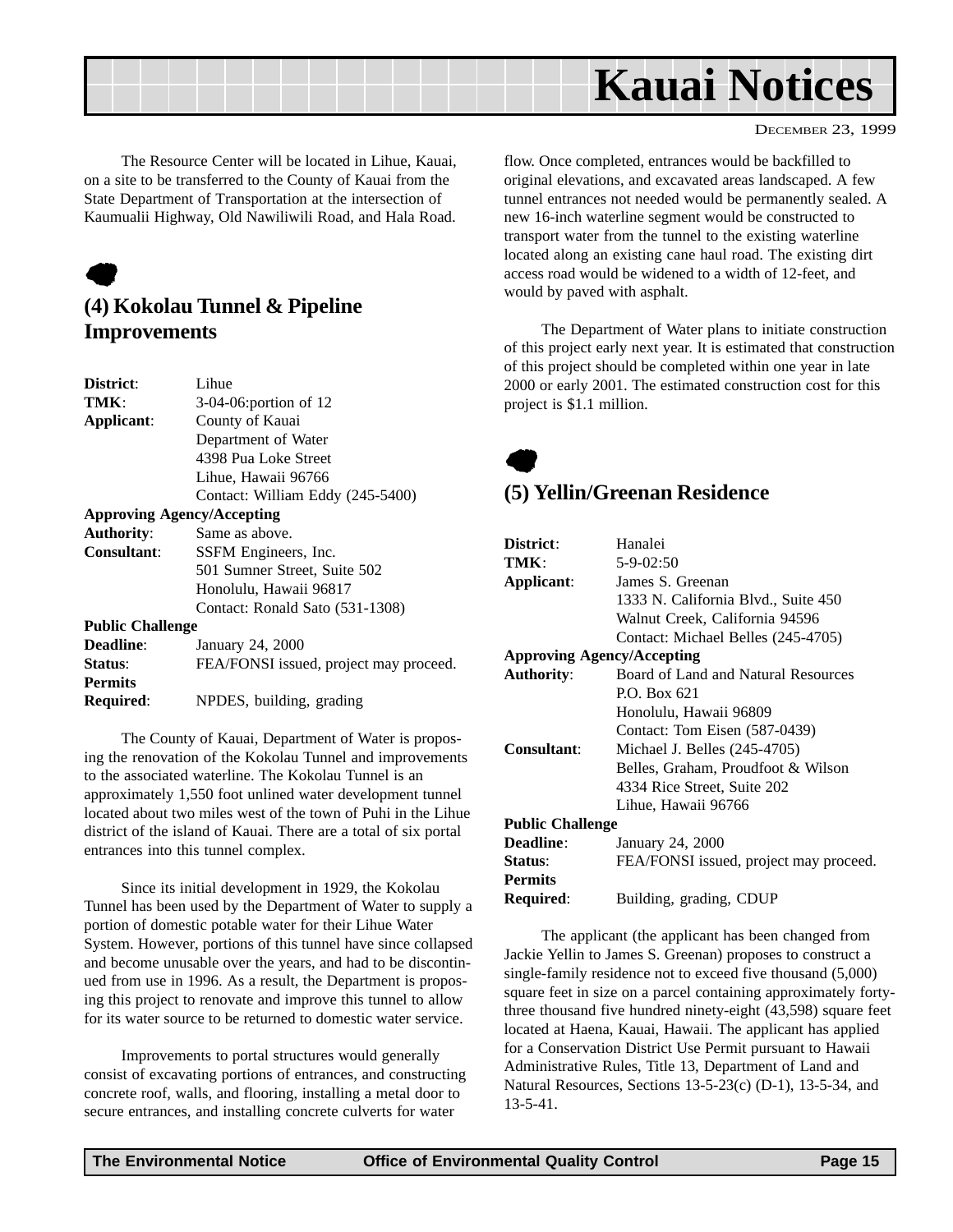The Resource Center will be located in Lihue, Kauai, on a site to be transferred to the County of Kauai from the State Department of Transportation at the intersection of Kaumualii Highway, Old Nawiliwili Road, and Hala Road.

## (4) Kokolau Tunnel & Pipeline Improvements

**District**: Lihue
**TMK**: 3-04-06:portion of 12
**Applicant**: County of Kauai
Department of Water
4398 Pua Loke Street
Lihue, Hawaii 96766
Contact: William Eddy (245-5400)
**Approving Agency/Accepting**
**Authority**: Same as above.
**Consultant**: SSFM Engineers, Inc.
501 Sumner Street, Suite 502
Honolulu, Hawaii 96817
Contact: Ronald Sato (531-1308)
**Public Challenge**
**Deadline**: January 24, 2000
**Status**: FEA/FONSI issued, project may proceed.
**Permits**
**Required**: NPDES, building, grading

The County of Kauai, Department of Water is proposing the renovation of the Kokolau Tunnel and improvements to the associated waterline. The Kokolau Tunnel is an approximately 1,550 foot unlined water development tunnel located about two miles west of the town of Puhi in the Lihue district of the island of Kauai. There are a total of six portal entrances into this tunnel complex.

Since its initial development in 1929, the Kokolau Tunnel has been used by the Department of Water to supply a portion of domestic potable water for their Lihue Water System. However, portions of this tunnel have since collapsed and become unusable over the years, and had to be discontinued from use in 1996. As a result, the Department is proposing this project to renovate and improve this tunnel to allow for its water source to be returned to domestic water service.

Improvements to portal structures would generally consist of excavating portions of entrances, and constructing concrete roof, walls, and flooring, installing a metal door to secure entrances, and installing concrete culverts for water flow. Once completed, entrances would be backfilled to original elevations, and excavated areas landscaped. A few tunnel entrances not needed would be permanently sealed. A new 16-inch waterline segment would be constructed to transport water from the tunnel to the existing waterline located along an existing cane haul road. The existing dirt access road would be widened to a width of 12-feet, and would by paved with asphalt.

The Department of Water plans to initiate construction of this project early next year. It is estimated that construction of this project should be completed within one year in late 2000 or early 2001. The estimated construction cost for this project is $1.1 million.

## (5) Yellin/Greenan Residence

**District**: Hanalei
**TMK**: 5-9-02:50
**Applicant**: James S. Greenan
1333 N. California Blvd., Suite 450
Walnut Creek, California 94596
Contact: Michael Belles (245-4705)
**Approving Agency/Accepting**
**Authority**: Board of Land and Natural Resources
P.O. Box 621
Honolulu, Hawaii 96809
Contact: Tom Eisen (587-0439)
**Consultant**: Michael J. Belles (245-4705)
Belles, Graham, Proudfoot & Wilson
4334 Rice Street, Suite 202
Lihue, Hawaii 96766
**Public Challenge**
**Deadline**: January 24, 2000
**Status**: FEA/FONSI issued, project may proceed.
**Permits**
**Required**: Building, grading, CDUP

The applicant (the applicant has been changed from Jackie Yellin to James S. Greenan) proposes to construct a single-family residence not to exceed five thousand (5,000) square feet in size on a parcel containing approximately forty-three thousand five hundred ninety-eight (43,598) square feet located at Haena, Kauai, Hawaii. The applicant has applied for a Conservation District Use Permit pursuant to Hawaii Administrative Rules, Title 13, Department of Land and Natural Resources, Sections 13-5-23(c) (D-1), 13-5-34, and 13-5-41.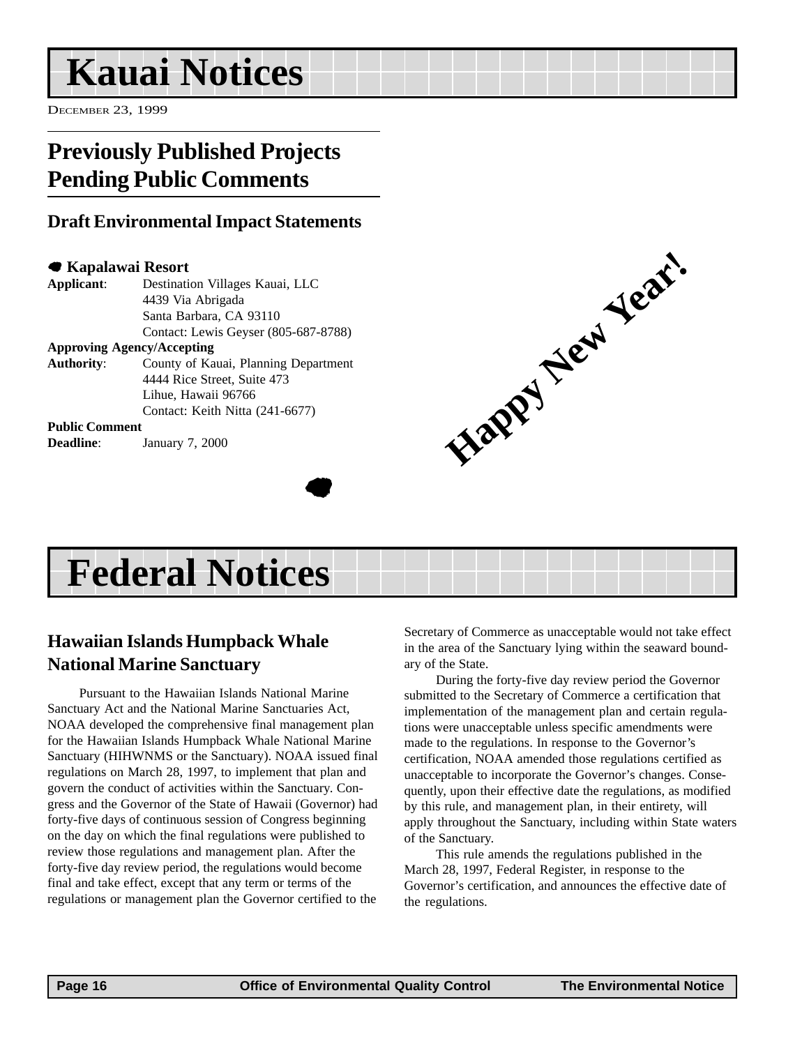# Kauai Notices

DECEMBER 23, 1999

## Previously Published Projects Pending Public Comments

### Draft Environmental Impact Statements

**Kapalawai Resort**

| | |
|---|---|
| **Applicant**: | Destination Villages Kauai, LLC<br>4439 Via Abrigada<br>Santa Barbara, CA 93110<br>Contact: Lewis Geyser (805-687-8788) |
| **Approving Agency/Accepting Authority**: | County of Kauai, Planning Department<br>4444 Rice Street, Suite 473<br>Lihue, Hawaii 96766<br>Contact: Keith Nitta (241-6677) |
| **Public Comment Deadline**: | January 7, 2000 |

**Happy New Year!**

# Federal Notices

## Hawaiian Islands Humpback Whale National Marine Sanctuary

Pursuant to the Hawaiian Islands National Marine Sanctuary Act and the National Marine Sanctuaries Act, NOAA developed the comprehensive final management plan for the Hawaiian Islands Humpback Whale National Marine Sanctuary (HIHWNMS or the Sanctuary). NOAA issued final regulations on March 28, 1997, to implement that plan and govern the conduct of activities within the Sanctuary. Congress and the Governor of the State of Hawaii (Governor) had forty-five days of continuous session of Congress beginning on the day on which the final regulations were published to review those regulations and management plan. After the forty-five day review period, the regulations would become final and take effect, except that any term or terms of the regulations or management plan the Governor certified to the Secretary of Commerce as unacceptable would not take effect in the area of the Sanctuary lying within the seaward boundary of the State.

During the forty-five day review period the Governor submitted to the Secretary of Commerce a certification that implementation of the management plan and certain regulations were unacceptable unless specific amendments were made to the regulations. In response to the Governor's certification, NOAA amended those regulations certified as unacceptable to incorporate the Governor's changes. Consequently, upon their effective date the regulations, as modified by this rule, and management plan, in their entirety, will apply throughout the Sanctuary, including within State waters of the Sanctuary.

This rule amends the regulations published in the March 28, 1997, Federal Register, in response to the Governor's certification, and announces the effective date of the regulations.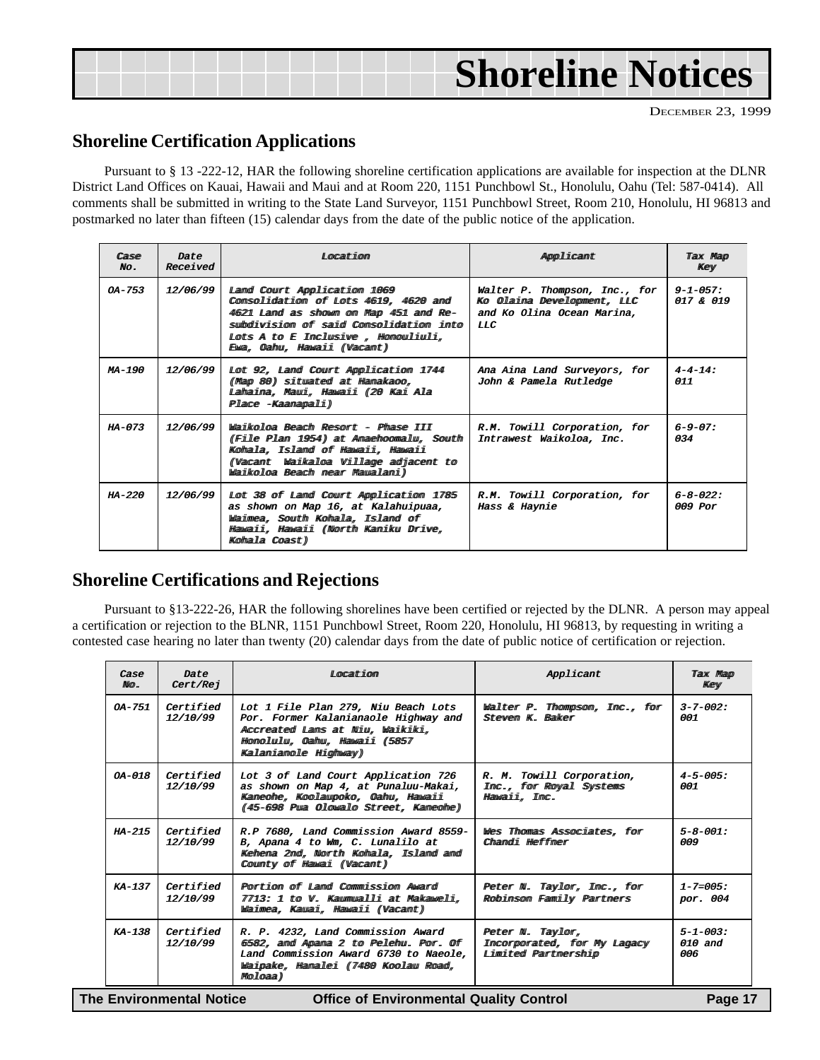# Shoreline Notices

December 23, 1999

## Shoreline Certification Applications

Pursuant to § 13 -222-12, HAR the following shoreline certification applications are available for inspection at the DLNR District Land Offices on Kauai, Hawaii and Maui and at Room 220, 1151 Punchbowl St., Honolulu, Oahu (Tel: 587-0414). All comments shall be submitted in writing to the State Land Surveyor, 1151 Punchbowl Street, Room 210, Honolulu, HI 96813 and postmarked no later than fifteen (15) calendar days from the date of the public notice of the application.

| Case No. | Date Received | Location | Applicant | Tax Map Key |
|---|---|---|---|---|
| OA-753 | 12/06/99 | Land Court Application 1069 Consolidation of Lots 4619, 4620 and 4621 Land as shown on Map 451 and Re-subdivision of said Consolidation into Lots A to E Inclusive , Honouliuli, Ewa, Oahu, Hawaii (Vacant) | Walter P. Thompson, Inc., for Ko Olaina Development, LLC and Ko Olina Ocean Marina, LLC | 9-1-057: 017 & 019 |
| MA-190 | 12/06/99 | Lot 92, Land Court Application 1744 (Map 80) situated at Hanakaoo, Lahaina, Maui, Hawaii (20 Kai Ala Place -Kaanapali) | Ana Aina Land Surveyors, for John & Pamela Rutledge | 4-4-14: 011 |
| HA-073 | 12/06/99 | Waikoloa Beach Resort - Phase III (File Plan 1954) at Anaehoomalu, South Kohala, Island of Hawaii, Hawaii (Vacant Waikaloa Village adjacent to Waikoloa Beach near Mauwalani) | R.M. Towill Corporation, for Intrawest Waikoloa, Inc. | 6-9-07: 034 |
| HA-220 | 12/06/99 | Lot 38 of Land Court Application 1785 as shown on Map 16, at Kalahuipuaa, Waimea, South Kohala, Island of Hawaii, Hawaii (North Kaniku Drive, Kohala Coast) | R.M. Towill Corporation, for Hass & Haynie | 6-8-022: 009 Por |

## Shoreline Certifications and Rejections

Pursuant to §13-222-26, HAR the following shorelines have been certified or rejected by the DLNR. A person may appeal a certification or rejection to the BLNR, 1151 Punchbowl Street, Room 220, Honolulu, HI 96813, by requesting in writing a contested case hearing no later than twenty (20) calendar days from the date of public notice of certification or rejection.

| Case No. | Date Cert/Rej | Location | Applicant | Tax Map Key |
|---|---|---|---|---|
| OA-751 | Certified 12/10/99 | Lot 1 File Plan 279, Niu Beach Lots Por. Former Kalanianaole Highway and Accreated Lams at Niu, Waikiki, Honolulu, Oahu, Hawaii (5857 Kalaniamole Highway) | Walter P. Thompson, Inc., for Steven K. Baker | 3-7-002: 001 |
| OA-018 | Certified 12/10/99 | Lot 3 of Land Court Application 726 as shown on Map 4, at Punaluu-Makai, Kaneohe, Koolaupoko, Oahu, Hawaii (45-698 Pua Olowalo Street, Kameohe) | R. M. Towill Corporation, Inc., for Royal Systems Hawaii, Inc. | 4-5-005: 001 |
| HA-215 | Certified 12/10/99 | R.P 7680, Land Commission Award 8559-B, Apana 4 to Wm, C. Lunalilo at Kehena 2nd, North Kohala, Island and County of Hawai (Vacant) | Wes Thomas Associates, for Chandi Heffner | 5-8-001: 009 |
| KA-137 | Certified 12/10/99 | Portion of Land Commission Award 7713: 1 to V. Kaumualli at Makaweli, Waimea, Kauai, Hawaii (Vacant) | Peter N. Taylor, Inc., for Robinson Family Partners | 1-7=005: por. 004 |
| KA-138 | Certified 12/10/99 | R. P. 4232, Land Commission Award 6582, amd Apama 2 to Pelehu. Por. Of Land Commission Award 6730 to Naeole, Waipake, Hamalei (7480 Koolau Road, Moloaa) | Peter N. Taylor, Incorporated, for My Lagacy Limited Partnership | 5-1-003: 010 and 006 |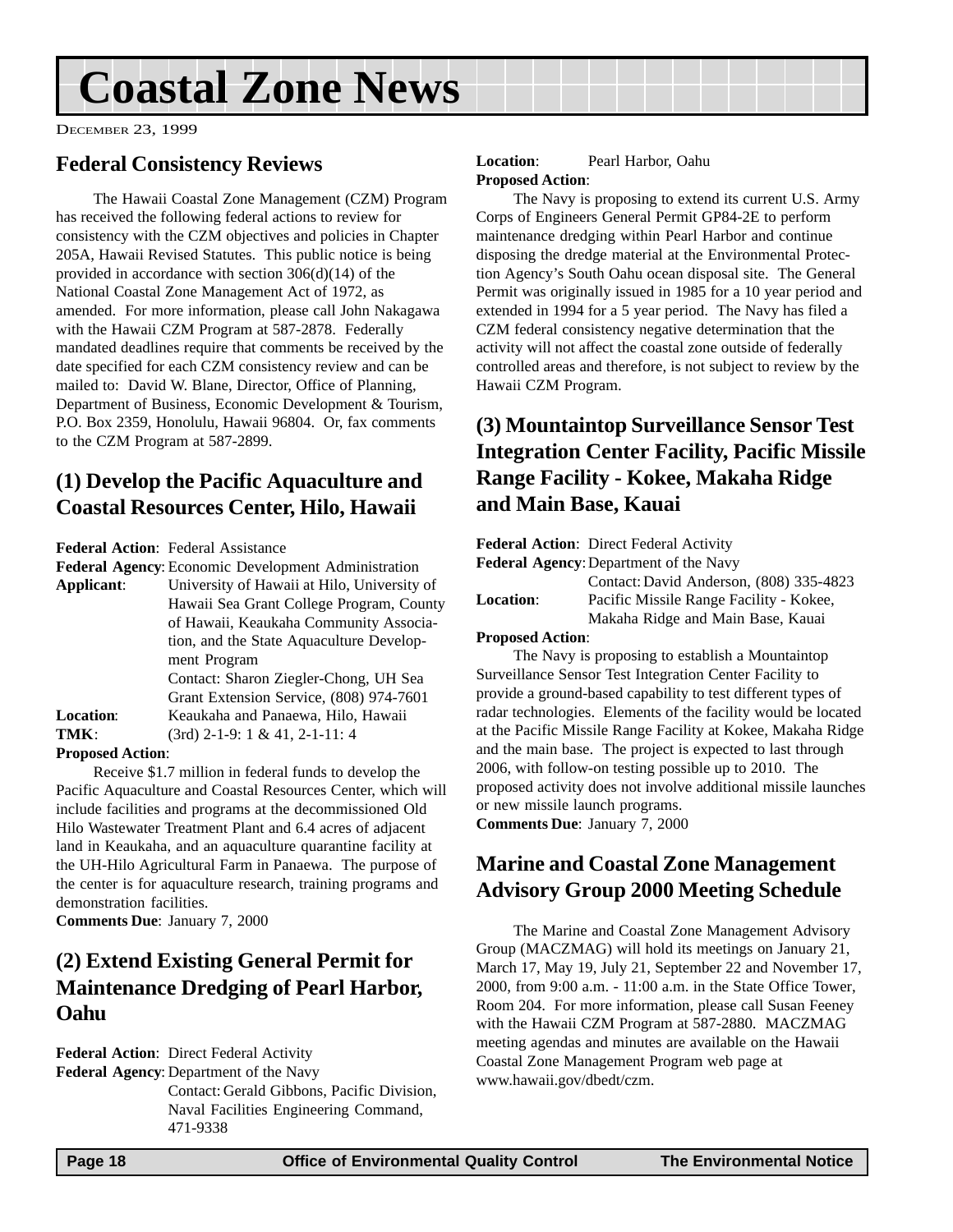# Coastal Zone News

DECEMBER 23, 1999

## Federal Consistency Reviews

The Hawaii Coastal Zone Management (CZM) Program has received the following federal actions to review for consistency with the CZM objectives and policies in Chapter 205A, Hawaii Revised Statutes. This public notice is being provided in accordance with section 306(d)(14) of the National Coastal Zone Management Act of 1972, as amended. For more information, please call John Nakagawa with the Hawaii CZM Program at 587-2878. Federally mandated deadlines require that comments be received by the date specified for each CZM consistency review and can be mailed to: David W. Blane, Director, Office of Planning, Department of Business, Economic Development & Tourism, P.O. Box 2359, Honolulu, Hawaii 96804. Or, fax comments to the CZM Program at 587-2899.

## (1) Develop the Pacific Aquaculture and Coastal Resources Center, Hilo, Hawaii

**Federal Action**: Federal Assistance
**Federal Agency**: Economic Development Administration
**Applicant**: University of Hawaii at Hilo, University of Hawaii Sea Grant College Program, County of Hawaii, Keaukaha Community Association, and the State Aquaculture Development Program
Contact: Sharon Ziegler-Chong, UH Sea Grant Extension Service, (808) 974-7601
**Location**: Keaukaha and Panaewa, Hilo, Hawaii
**TMK**: (3rd) 2-1-9: 1 & 41, 2-1-11: 4
**Proposed Action**:

Receive $1.7 million in federal funds to develop the Pacific Aquaculture and Coastal Resources Center, which will include facilities and programs at the decommissioned Old Hilo Wastewater Treatment Plant and 6.4 acres of adjacent land in Keaukaha, and an aquaculture quarantine facility at the UH-Hilo Agricultural Farm in Panaewa. The purpose of the center is for aquaculture research, training programs and demonstration facilities.

**Comments Due**: January 7, 2000

## (2) Extend Existing General Permit for Maintenance Dredging of Pearl Harbor, Oahu

**Federal Action**: Direct Federal Activity
**Federal Agency**: Department of the Navy
Contact: Gerald Gibbons, Pacific Division, Naval Facilities Engineering Command, 471-9338
**Location**: Pearl Harbor, Oahu
**Proposed Action**:

The Navy is proposing to extend its current U.S. Army Corps of Engineers General Permit GP84-2E to perform maintenance dredging within Pearl Harbor and continue disposing the dredge material at the Environmental Protection Agency's South Oahu ocean disposal site. The General Permit was originally issued in 1985 for a 10 year period and extended in 1994 for a 5 year period. The Navy has filed a CZM federal consistency negative determination that the activity will not affect the coastal zone outside of federally controlled areas and therefore, is not subject to review by the Hawaii CZM Program.

## (3) Mountaintop Surveillance Sensor Test Integration Center Facility, Pacific Missile Range Facility - Kokee, Makaha Ridge and Main Base, Kauai

**Federal Action**: Direct Federal Activity
**Federal Agency**: Department of the Navy
Contact: David Anderson, (808) 335-4823
**Location**: Pacific Missile Range Facility - Kokee, Makaha Ridge and Main Base, Kauai
**Proposed Action**:

The Navy is proposing to establish a Mountaintop Surveillance Sensor Test Integration Center Facility to provide a ground-based capability to test different types of radar technologies. Elements of the facility would be located at the Pacific Missile Range Facility at Kokee, Makaha Ridge and the main base. The project is expected to last through 2006, with follow-on testing possible up to 2010. The proposed activity does not involve additional missile launches or new missile launch programs.

**Comments Due**: January 7, 2000

## Marine and Coastal Zone Management Advisory Group 2000 Meeting Schedule

The Marine and Coastal Zone Management Advisory Group (MACZMAG) will hold its meetings on January 21, March 17, May 19, July 21, September 22 and November 17, 2000, from 9:00 a.m. - 11:00 a.m. in the State Office Tower, Room 204. For more information, please call Susan Feeney with the Hawaii CZM Program at 587-2880. MACZMAG meeting agendas and minutes are available on the Hawaii Coastal Zone Management Program web page at www.hawaii.gov/dbedt/czm.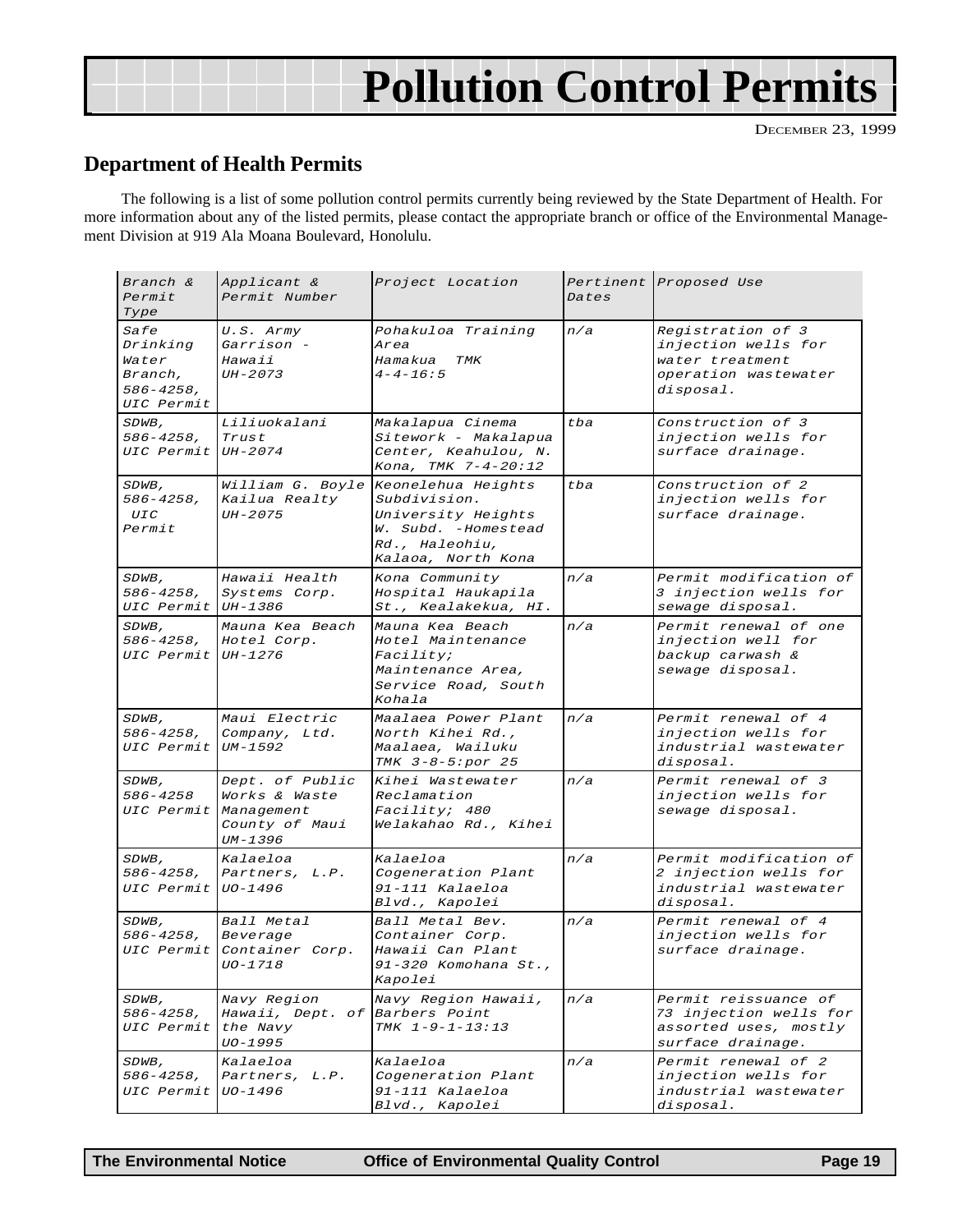# Pollution Control Permits

DECEMBER 23, 1999

## Department of Health Permits

The following is a list of some pollution control permits currently being reviewed by the State Department of Health. For more information about any of the listed permits, please contact the appropriate branch or office of the Environmental Management Division at 919 Ala Moana Boulevard, Honolulu.

| Branch & Permit Type | Applicant & Permit Number | Project Location | Pertinent Dates | Proposed Use |
|---|---|---|---|---|
| Safe Drinking Water Branch, 586-4258, UIC Permit | U.S. Army Garrison - Hawaii UH-2073 | Pohakuloa Training Area Hamakua TMK 4-4-16:5 | n/a | Registration of 3 injection wells for water treatment operation wastewater disposal. |
| SDWB, 586-4258, UIC Permit | Liliuokalani Trust UH-2074 | Makalapua Cinema Sitework - Makalapua Center, Keahulou, N. Kona, TMK 7-4-20:12 | tba | Construction of 3 injection wells for surface drainage. |
| SDWB, 586-4258, UIC Permit | William G. Boyle Kailua Realty UH-2075 | Keonelehua Heights Subdivision. University Heights W. Subd. -Homestead Rd., Haleohiu, Kalaoa, North Kona | tba | Construction of 2 injection wells for surface drainage. |
| SDWB, 586-4258, UIC Permit | Hawaii Health Systems Corp. UH-1386 | Kona Community Hospital Haukapila St., Kealakekua, HI. | n/a | Permit modification of 3 injection wells for sewage disposal. |
| SDWB, 586-4258, UIC Permit | Mauna Kea Beach Hotel Corp. UH-1276 | Mauna Kea Beach Hotel Maintenance Facility; Maintenance Area, Service Road, South Kohala | n/a | Permit renewal of one injection well for backup carwash & sewage disposal. |
| SDWB, 586-4258, UIC Permit | Maui Electric Company, Ltd. UM-1592 | Maalaea Power Plant North Kihei Rd., Maalaea, Wailuku TMK 3-8-5:por 25 | n/a | Permit renewal of 4 injection wells for industrial wastewater disposal. |
| SDWB, 586-4258 UIC Permit | Dept. of Public Works & Waste Management County of Maui UM-1396 | Kihei Wastewater Reclamation Facility; 480 Welakahao Rd., Kihei | n/a | Permit renewal of 3 injection wells for sewage disposal. |
| SDWB, 586-4258, UIC Permit | Kalaeloa Partners, L.P. UO-1496 | Kalaeloa Cogeneration Plant 91-111 Kalaeloa Blvd., Kapolei | n/a | Permit modification of 2 injection wells for industrial wastewater disposal. |
| SDWB, 586-4258, UIC Permit | Ball Metal Beverage Container Corp. UO-1718 | Ball Metal Bev. Container Corp. Hawaii Can Plant 91-320 Komohana St., Kapolei | n/a | Permit renewal of 4 injection wells for surface drainage. |
| SDWB, 586-4258, UIC Permit | Navy Region Hawaii, Dept. of the Navy UO-1995 | Navy Region Hawaii, Barbers Point TMK 1-9-1-13:13 | n/a | Permit reissuance of 73 injection wells for assorted uses, mostly surface drainage. |
| SDWB, 586-4258, UIC Permit | Kalaeloa Partners, L.P. UO-1496 | Kalaeloa Cogeneration Plant 91-111 Kalaeloa Blvd., Kapolei | n/a | Permit renewal of 2 injection wells for industrial wastewater disposal. |